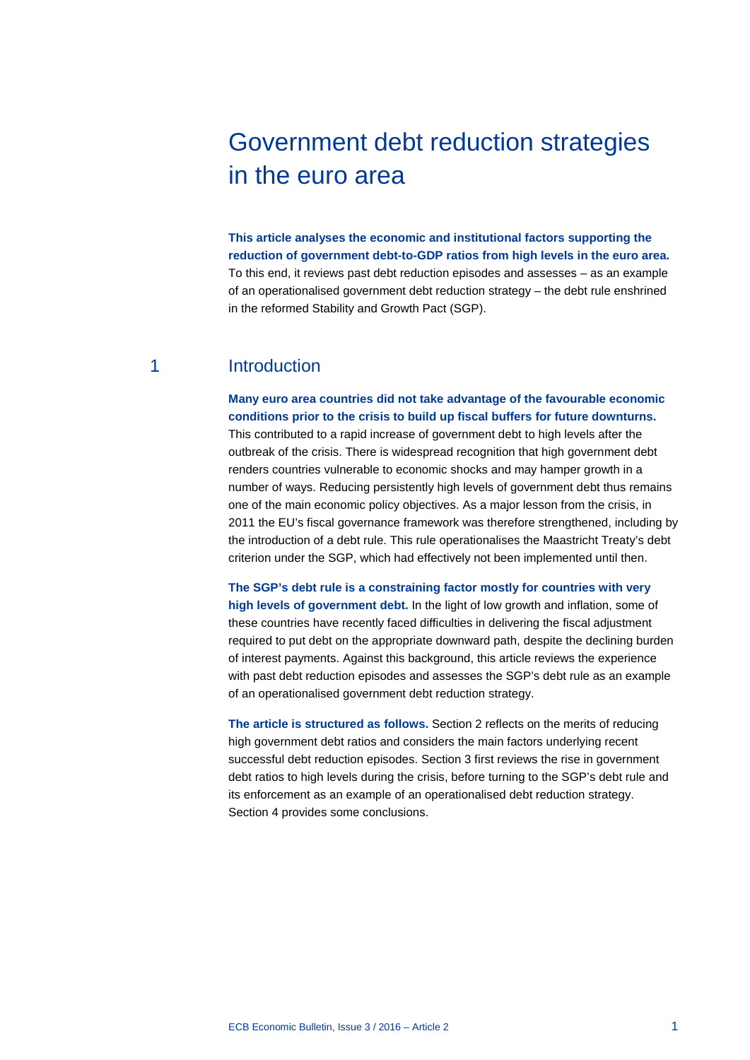# Government debt reduction strategies in the euro area

**This article analyses the economic and institutional factors supporting the reduction of government debt-to-GDP ratios from high levels in the euro area.** To this end, it reviews past debt reduction episodes and assesses – as an example of an operationalised government debt reduction strategy – the debt rule enshrined in the reformed Stability and Growth Pact (SGP).

## 1 Introduction

**Many euro area countries did not take advantage of the favourable economic conditions prior to the crisis to build up fiscal buffers for future downturns.** This contributed to a rapid increase of government debt to high levels after the outbreak of the crisis. There is widespread recognition that high government debt renders countries vulnerable to economic shocks and may hamper growth in a number of ways. Reducing persistently high levels of government debt thus remains one of the main economic policy objectives. As a major lesson from the crisis, in 2011 the EU's fiscal governance framework was therefore strengthened, including by the introduction of a debt rule. This rule operationalises the Maastricht Treaty's debt criterion under the SGP, which had effectively not been implemented until then.

**The SGP's debt rule is a constraining factor mostly for countries with very high levels of government debt.** In the light of low growth and inflation, some of these countries have recently faced difficulties in delivering the fiscal adjustment required to put debt on the appropriate downward path, despite the declining burden of interest payments. Against this background, this article reviews the experience with past debt reduction episodes and assesses the SGP's debt rule as an example of an operationalised government debt reduction strategy.

**The article is structured as follows.** Section 2 reflects on the merits of reducing high government debt ratios and considers the main factors underlying recent successful debt reduction episodes. Section 3 first reviews the rise in government debt ratios to high levels during the crisis, before turning to the SGP's debt rule and its enforcement as an example of an operationalised debt reduction strategy. Section 4 provides some conclusions.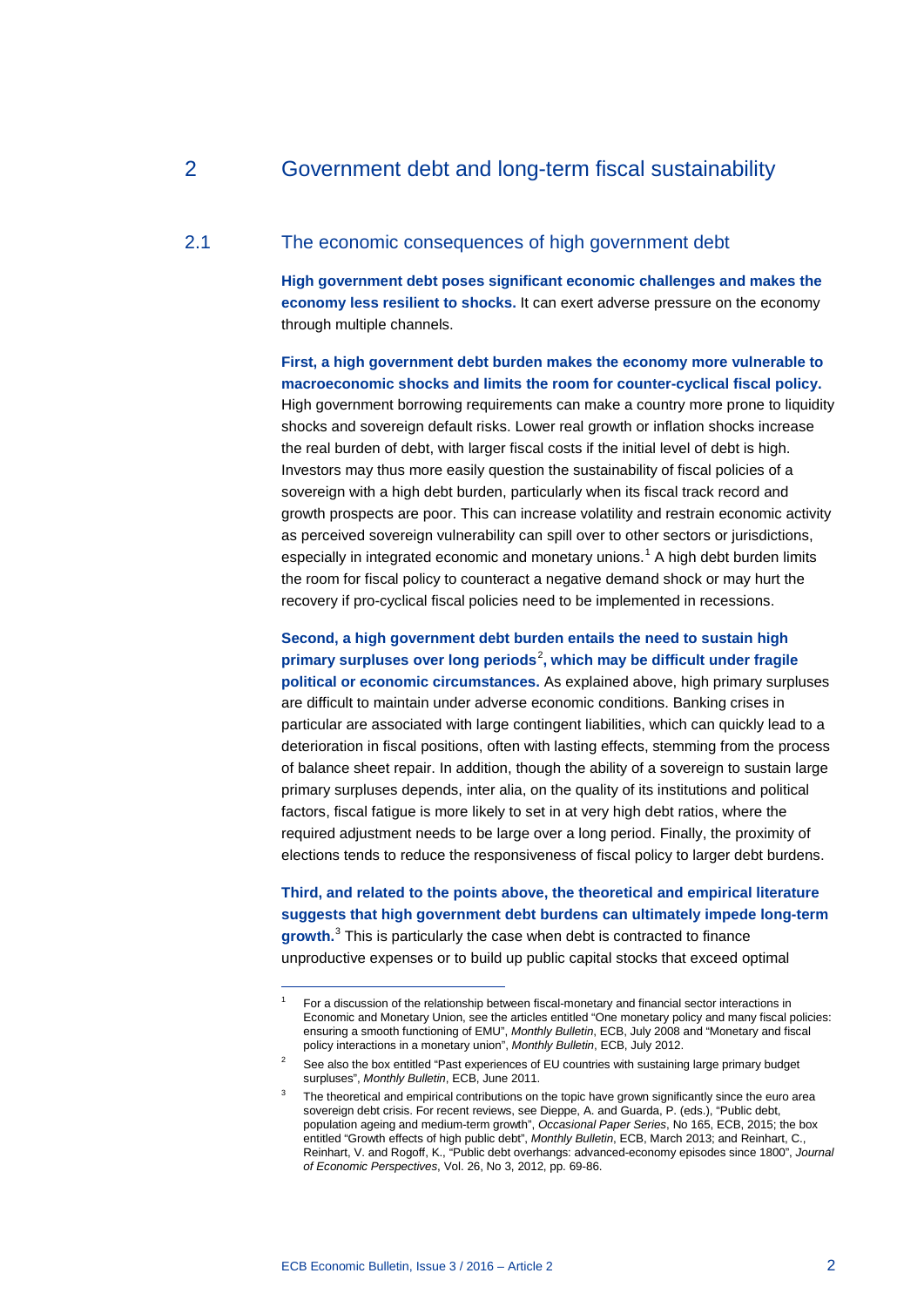# 2 Government debt and long-term fiscal sustainability

## 2.1 The economic consequences of high government debt

**High government debt poses significant economic challenges and makes the economy less resilient to shocks.** It can exert adverse pressure on the economy through multiple channels.

**First, a high government debt burden makes the economy more vulnerable to macroeconomic shocks and limits the room for counter-cyclical fiscal policy.** High government borrowing requirements can make a country more prone to liquidity shocks and sovereign default risks. Lower real growth or inflation shocks increase the real burden of debt, with larger fiscal costs if the initial level of debt is high. Investors may thus more easily question the sustainability of fiscal policies of a sovereign with a high debt burden, particularly when its fiscal track record and growth prospects are poor. This can increase volatility and restrain economic activity as perceived sovereign vulnerability can spill over to other sectors or jurisdictions, especially in integrated economic and monetary unions.[1] A high debt burden limits the room for fiscal policy to counteract a negative demand shock or may hurt the recovery if pro-cyclical fiscal policies need to be implemented in recessions.

**Second, a high government debt burden entails the need to sustain high primary surpluses over long periods[2], which may be difficult under fragile political or economic circumstances.** As explained above, high primary surpluses are difficult to maintain under adverse economic conditions. Banking crises in particular are associated with large contingent liabilities, which can quickly lead to a deterioration in fiscal positions, often with lasting effects, stemming from the process of balance sheet repair. In addition, though the ability of a sovereign to sustain large primary surpluses depends, inter alia, on the quality of its institutions and political factors, fiscal fatigue is more likely to set in at very high debt ratios, where the required adjustment needs to be large over a long period. Finally, the proximity of elections tends to reduce the responsiveness of fiscal policy to larger debt burdens.

**Third, and related to the points above, the theoretical and empirical literature suggests that high government debt burdens can ultimately impede long-term growth.**[3] This is particularly the case when debt is contracted to finance unproductive expenses or to build up public capital stocks that exceed optimal

---

[1] For a discussion of the relationship between fiscal-monetary and financial sector interactions in Economic and Monetary Union, see the articles entitled "One monetary policy and many fiscal policies: ensuring a smooth functioning of EMU", *Monthly Bulletin*, ECB, July 2008 and "Monetary and fiscal policy interactions in a monetary union", *Monthly Bulletin*, ECB, July 2012.

[2] See also the box entitled "Past experiences of EU countries with sustaining large primary budget surpluses", *Monthly Bulletin*, ECB, June 2011.

[3] The theoretical and empirical contributions on the topic have grown significantly since the euro area sovereign debt crisis. For recent reviews, see Dieppe, A. and Guarda, P. (eds.), "Public debt, population ageing and medium-term growth", *Occasional Paper Series*, No 165, ECB, 2015; the box entitled "Growth effects of high public debt", *Monthly Bulletin*, ECB, March 2013; and Reinhart, C., Reinhart, V. and Rogoff, K., "Public debt overhangs: advanced-economy episodes since 1800", *Journal of Economic Perspectives*, Vol. 26, No 3, 2012, pp. 69-86.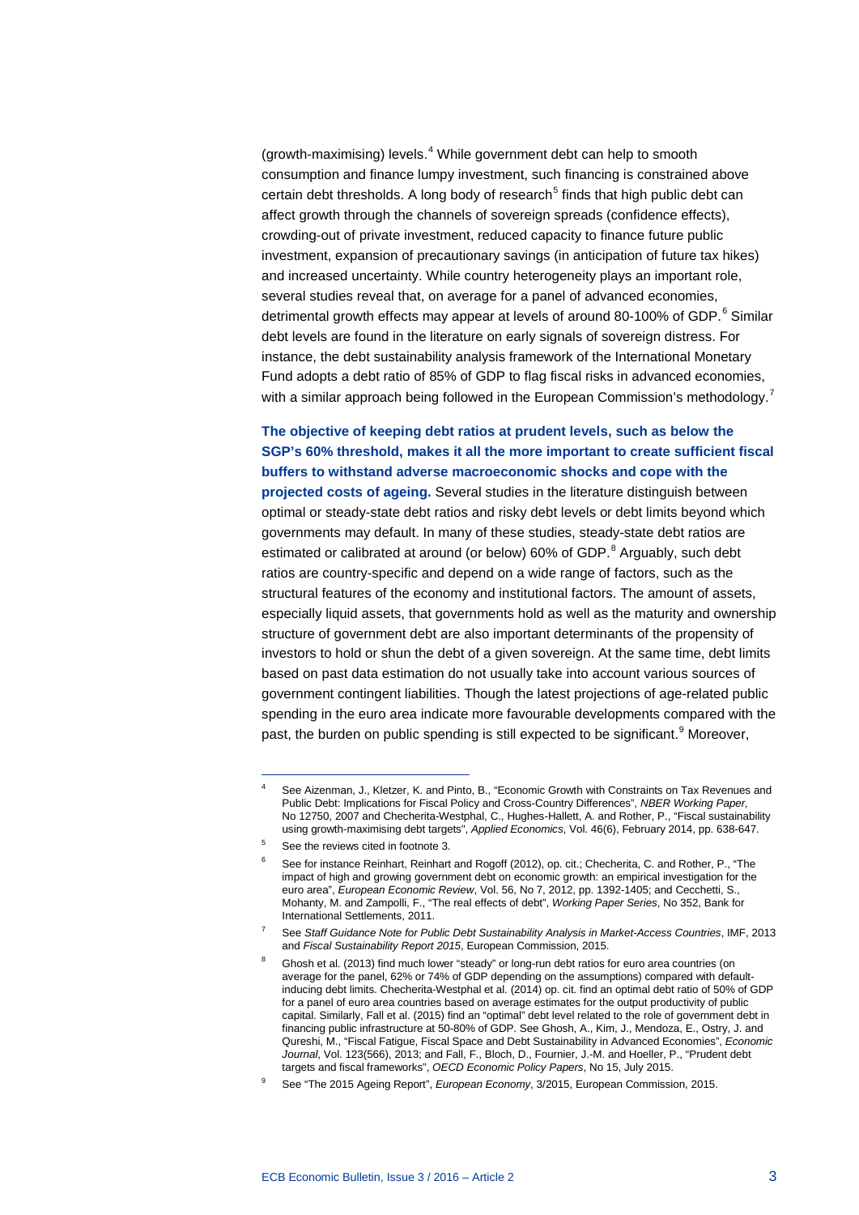(growth-maximising) levels.[4] While government debt can help to smooth consumption and finance lumpy investment, such financing is constrained above certain debt thresholds. A long body of research[5] finds that high public debt can affect growth through the channels of sovereign spreads (confidence effects), crowding-out of private investment, reduced capacity to finance future public investment, expansion of precautionary savings (in anticipation of future tax hikes) and increased uncertainty. While country heterogeneity plays an important role, several studies reveal that, on average for a panel of advanced economies, detrimental growth effects may appear at levels of around 80-100% of GDP.[6] Similar debt levels are found in the literature on early signals of sovereign distress. For instance, the debt sustainability analysis framework of the International Monetary Fund adopts a debt ratio of 85% of GDP to flag fiscal risks in advanced economies, with a similar approach being followed in the European Commission's methodology.[7]

**The objective of keeping debt ratios at prudent levels, such as below the SGP's 60% threshold, makes it all the more important to create sufficient fiscal buffers to withstand adverse macroeconomic shocks and cope with the projected costs of ageing.** Several studies in the literature distinguish between optimal or steady-state debt ratios and risky debt levels or debt limits beyond which governments may default. In many of these studies, steady-state debt ratios are estimated or calibrated at around (or below) 60% of GDP.[8] Arguably, such debt ratios are country-specific and depend on a wide range of factors, such as the structural features of the economy and institutional factors. The amount of assets, especially liquid assets, that governments hold as well as the maturity and ownership structure of government debt are also important determinants of the propensity of investors to hold or shun the debt of a given sovereign. At the same time, debt limits based on past data estimation do not usually take into account various sources of government contingent liabilities. Though the latest projections of age-related public spending in the euro area indicate more favourable developments compared with the past, the burden on public spending is still expected to be significant.[9] Moreover,

---

[4] See Aizenman, J., Kletzer, K. and Pinto, B., "Economic Growth with Constraints on Tax Revenues and Public Debt: Implications for Fiscal Policy and Cross-Country Differences", *NBER Working Paper,* No 12750, 2007 and Checherita-Westphal, C., Hughes-Hallett, A. and Rother, P., "Fiscal sustainability using growth-maximising debt targets", *Applied Economics*, Vol. 46(6), February 2014, pp. 638-647.

[5] See the reviews cited in footnote 3.

[6] See for instance Reinhart, Reinhart and Rogoff (2012), op. cit.; Checherita, C. and Rother, P., "The impact of high and growing government debt on economic growth: an empirical investigation for the euro area", *European Economic Review*, Vol. 56, No 7, 2012, pp. 1392-1405; and Cecchetti, S., Mohanty, M. and Zampolli, F., "The real effects of debt", *Working Paper Series*, No 352, Bank for International Settlements, 2011.

[7] See *Staff Guidance Note for Public Debt Sustainability Analysis in Market-Access Countries*, IMF, 2013 and *Fiscal Sustainability Report 2015*, European Commission, 2015.

[8] Ghosh et al. (2013) find much lower "steady" or long-run debt ratios for euro area countries (on average for the panel, 62% or 74% of GDP depending on the assumptions) compared with default-inducing debt limits. Checherita-Westphal et al. (2014) op. cit. find an optimal debt ratio of 50% of GDP for a panel of euro area countries based on average estimates for the output productivity of public capital. Similarly, Fall et al. (2015) find an "optimal" debt level related to the role of government debt in financing public infrastructure at 50-80% of GDP. See Ghosh, A., Kim, J., Mendoza, E., Ostry, J. and Qureshi, M., "Fiscal Fatigue, Fiscal Space and Debt Sustainability in Advanced Economies", *Economic Journal*, Vol. 123(566), 2013; and Fall, F., Bloch, D., Fournier, J.-M. and Hoeller, P., "Prudent debt targets and fiscal frameworks", *OECD Economic Policy Papers*, No 15, July 2015.

[9] See "The 2015 Ageing Report", *European Economy*, 3/2015, European Commission, 2015.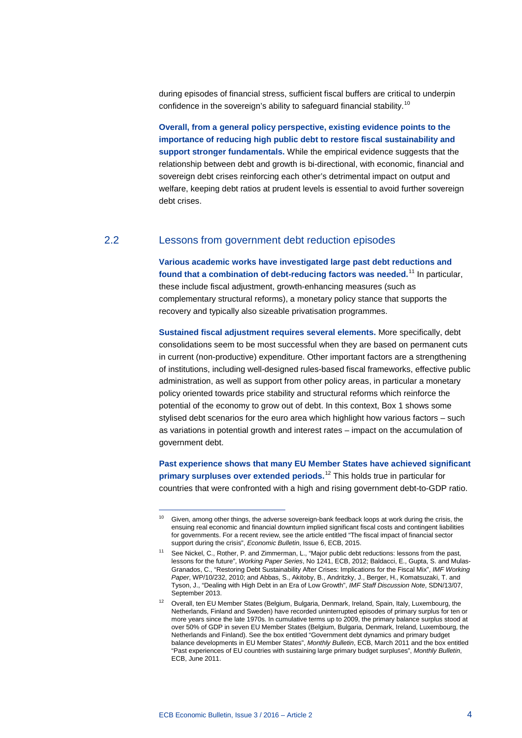during episodes of financial stress, sufficient fiscal buffers are critical to underpin confidence in the sovereign's ability to safeguard financial stability.[10]

**Overall, from a general policy perspective, existing evidence points to the importance of reducing high public debt to restore fiscal sustainability and support stronger fundamentals.** While the empirical evidence suggests that the relationship between debt and growth is bi-directional, with economic, financial and sovereign debt crises reinforcing each other's detrimental impact on output and welfare, keeping debt ratios at prudent levels is essential to avoid further sovereign debt crises.

## 2.2 Lessons from government debt reduction episodes

**Various academic works have investigated large past debt reductions and found that a combination of debt-reducing factors was needed.**[11] In particular, these include fiscal adjustment, growth-enhancing measures (such as complementary structural reforms), a monetary policy stance that supports the recovery and typically also sizeable privatisation programmes.

**Sustained fiscal adjustment requires several elements.** More specifically, debt consolidations seem to be most successful when they are based on permanent cuts in current (non-productive) expenditure. Other important factors are a strengthening of institutions, including well-designed rules-based fiscal frameworks, effective public administration, as well as support from other policy areas, in particular a monetary policy oriented towards price stability and structural reforms which reinforce the potential of the economy to grow out of debt. In this context, Box 1 shows some stylised debt scenarios for the euro area which highlight how various factors – such as variations in potential growth and interest rates – impact on the accumulation of government debt.

**Past experience shows that many EU Member States have achieved significant primary surpluses over extended periods.**[12] This holds true in particular for countries that were confronted with a high and rising government debt-to-GDP ratio.

---

[10] Given, among other things, the adverse sovereign-bank feedback loops at work during the crisis, the ensuing real economic and financial downturn implied significant fiscal costs and contingent liabilities for governments. For a recent review, see the article entitled "The fiscal impact of financial sector support during the crisis", *Economic Bulletin*, Issue 6, ECB, 2015.

[11] See Nickel, C., Rother, P. and Zimmerman, L., "Major public debt reductions: lessons from the past, lessons for the future", *Working Paper Series*, No 1241, ECB, 2012; Baldacci, E., Gupta, S. and Mulas-Granados, C., "Restoring Debt Sustainability After Crises: Implications for the Fiscal Mix", *IMF Working Paper*, WP/10/232, 2010; and Abbas, S., Akitoby, B., Andritzky, J., Berger, H., Komatsuzaki, T. and Tyson, J., "Dealing with High Debt in an Era of Low Growth", *IMF Staff Discussion Note*, SDN/13/07, September 2013.

[12] Overall, ten EU Member States (Belgium, Bulgaria, Denmark, Ireland, Spain, Italy, Luxembourg, the Netherlands, Finland and Sweden) have recorded uninterrupted episodes of primary surplus for ten or more years since the late 1970s. In cumulative terms up to 2009, the primary balance surplus stood at over 50% of GDP in seven EU Member States (Belgium, Bulgaria, Denmark, Ireland, Luxembourg, the Netherlands and Finland). See the box entitled "Government debt dynamics and primary budget balance developments in EU Member States", *Monthly Bulletin*, ECB, March 2011 and the box entitled "Past experiences of EU countries with sustaining large primary budget surpluses", *Monthly Bulletin*, ECB, June 2011.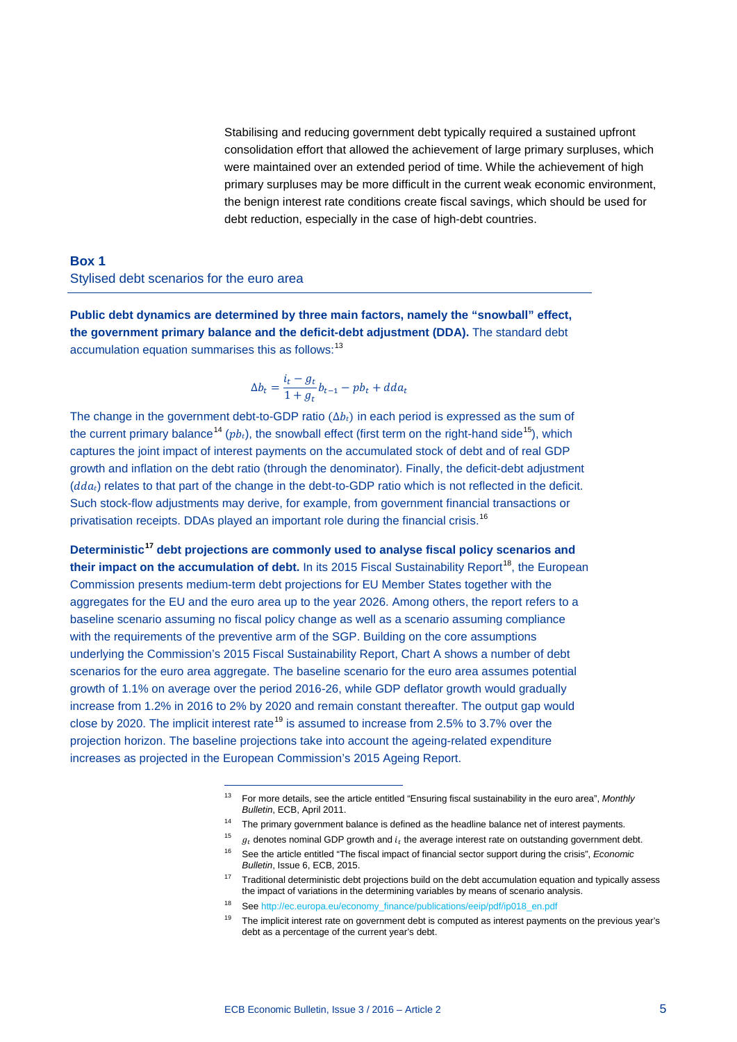Stabilising and reducing government debt typically required a sustained upfront consolidation effort that allowed the achievement of large primary surpluses, which were maintained over an extended period of time. While the achievement of high primary surpluses may be more difficult in the current weak economic environment, the benign interest rate conditions create fiscal savings, which should be used for debt reduction, especially in the case of high-debt countries.

## Box 1

### Stylised debt scenarios for the euro area

**Public debt dynamics are determined by three main factors, namely the "snowball" effect, the government primary balance and the deficit-debt adjustment (DDA).** The standard debt accumulation equation summarises this as follows:[13]

$$\Delta b_t = \frac{i_t - g_t}{1 + g_t} b_{t-1} - pb_t + dda_t$$

The change in the government debt-to-GDP ratio ($\Delta b_t$) in each period is expressed as the sum of the current primary balance[14] ($pb_t$), the snowball effect (first term on the right-hand side[15]), which captures the joint impact of interest payments on the accumulated stock of debt and of real GDP growth and inflation on the debt ratio (through the denominator). Finally, the deficit-debt adjustment ($dda_t$) relates to that part of the change in the debt-to-GDP ratio which is not reflected in the deficit. Such stock-flow adjustments may derive, for example, from government financial transactions or privatisation receipts. DDAs played an important role during the financial crisis.[16]

**Deterministic[17] debt projections are commonly used to analyse fiscal policy scenarios and their impact on the accumulation of debt.** In its 2015 Fiscal Sustainability Report[18], the European Commission presents medium-term debt projections for EU Member States together with the aggregates for the EU and the euro area up to the year 2026. Among others, the report refers to a baseline scenario assuming no fiscal policy change as well as a scenario assuming compliance with the requirements of the preventive arm of the SGP. Building on the core assumptions underlying the Commission's 2015 Fiscal Sustainability Report, Chart A shows a number of debt scenarios for the euro area aggregate. The baseline scenario for the euro area assumes potential growth of 1.1% on average over the period 2016-26, while GDP deflator growth would gradually increase from 1.2% in 2016 to 2% by 2020 and remain constant thereafter. The output gap would close by 2020. The implicit interest rate[19] is assumed to increase from 2.5% to 3.7% over the projection horizon. The baseline projections take into account the ageing-related expenditure increases as projected in the European Commission's 2015 Ageing Report.

---

[13] For more details, see the article entitled "Ensuring fiscal sustainability in the euro area", *Monthly Bulletin*, ECB, April 2011.

[14] The primary government balance is defined as the headline balance net of interest payments.

[15] $g_t$ denotes nominal GDP growth and $i_t$ the average interest rate on outstanding government debt.

[16] See the article entitled "The fiscal impact of financial sector support during the crisis", *Economic Bulletin*, Issue 6, ECB, 2015.

[17] Traditional deterministic debt projections build on the debt accumulation equation and typically assess the impact of variations in the determining variables by means of scenario analysis.

[18] See http://ec.europa.eu/economy_finance/publications/eeip/pdf/ip018_en.pdf

[19] The implicit interest rate on government debt is computed as interest payments on the previous year's debt as a percentage of the current year's debt.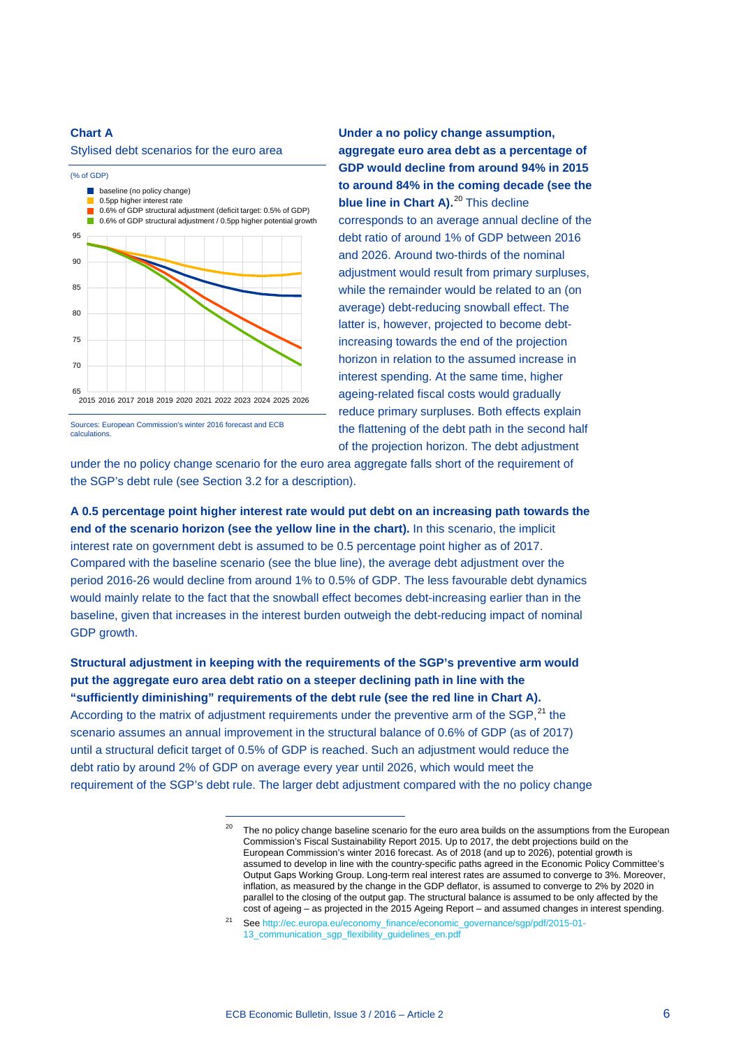**Chart A**

Stylised debt scenarios for the euro area

(% of GDP)

- baseline (no policy change)
- 0.5pp higher interest rate
- 0.6% of GDP structural adjustment (deficit target: 0.5% of GDP)
- 0.6% of GDP structural adjustment / 0.5pp higher potential growth

Sources: European Commission's winter 2016 forecast and ECB calculations.

**Under a no policy change assumption, aggregate euro area debt as a percentage of GDP would decline from around 94% in 2015 to around 84% in the coming decade (see the blue line in Chart A).**[20] This decline corresponds to an average annual decline of the debt ratio of around 1% of GDP between 2016 and 2026. Around two-thirds of the nominal adjustment would result from primary surpluses, while the remainder would be related to an (on average) debt-reducing snowball effect. The latter is, however, projected to become debt-increasing towards the end of the projection horizon in relation to the assumed increase in interest spending. At the same time, higher ageing-related fiscal costs would gradually reduce primary surpluses. Both effects explain the flattening of the debt path in the second half of the projection horizon. The debt adjustment under the no policy change scenario for the euro area aggregate falls short of the requirement of the SGP's debt rule (see Section 3.2 for a description).

**A 0.5 percentage point higher interest rate would put debt on an increasing path towards the end of the scenario horizon (see the yellow line in the chart).** In this scenario, the implicit interest rate on government debt is assumed to be 0.5 percentage point higher as of 2017. Compared with the baseline scenario (see the blue line), the average debt adjustment over the period 2016-26 would decline from around 1% to 0.5% of GDP. The less favourable debt dynamics would mainly relate to the fact that the snowball effect becomes debt-increasing earlier than in the baseline, given that increases in the interest burden outweigh the debt-reducing impact of nominal GDP growth.

**Structural adjustment in keeping with the requirements of the SGP's preventive arm would put the aggregate euro area debt ratio on a steeper declining path in line with the "sufficiently diminishing" requirements of the debt rule (see the red line in Chart A).** According to the matrix of adjustment requirements under the preventive arm of the SGP,[21] the scenario assumes an annual improvement in the structural balance of 0.6% of GDP (as of 2017) until a structural deficit target of 0.5% of GDP is reached. Such an adjustment would reduce the debt ratio by around 2% of GDP on average every year until 2026, which would meet the requirement of the SGP's debt rule. The larger debt adjustment compared with the no policy change

---

[20] The no policy change baseline scenario for the euro area builds on the assumptions from the European Commission's Fiscal Sustainability Report 2015. Up to 2017, the debt projections build on the European Commission's winter 2016 forecast. As of 2018 (and up to 2026), potential growth is assumed to develop in line with the country-specific paths agreed in the Economic Policy Committee's Output Gaps Working Group. Long-term real interest rates are assumed to converge to 3%. Moreover, inflation, as measured by the change in the GDP deflator, is assumed to converge to 2% by 2020 in parallel to the closing of the output gap. The structural balance is assumed to be only affected by the cost of ageing – as projected in the 2015 Ageing Report – and assumed changes in interest spending.

[21] See http://ec.europa.eu/economy_finance/economic_governance/sgp/pdf/2015-01-13_communication_sgp_flexibility_guidelines_en.pdf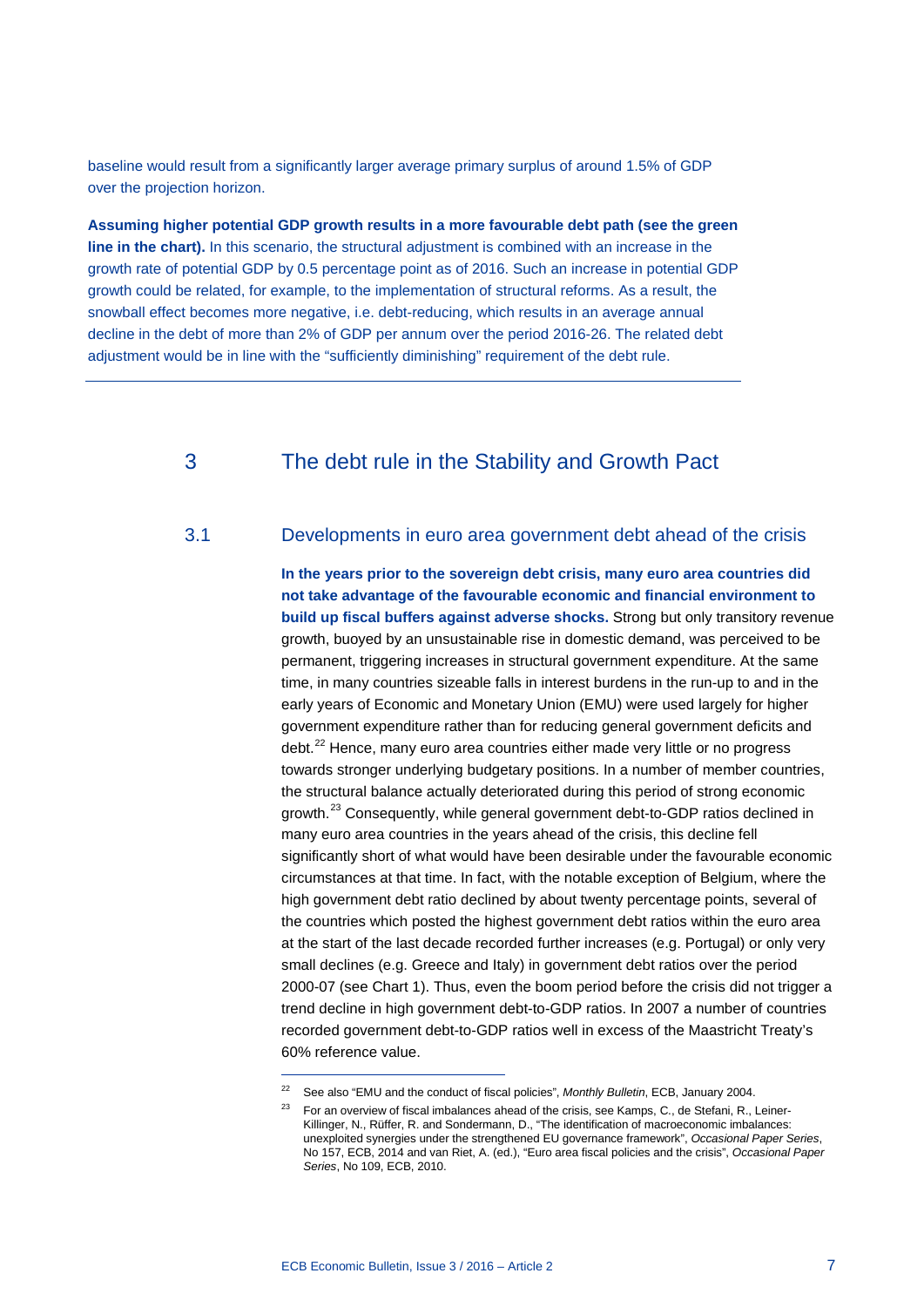baseline would result from a significantly larger average primary surplus of around 1.5% of GDP over the projection horizon.

**Assuming higher potential GDP growth results in a more favourable debt path (see the green line in the chart).** In this scenario, the structural adjustment is combined with an increase in the growth rate of potential GDP by 0.5 percentage point as of 2016. Such an increase in potential GDP growth could be related, for example, to the implementation of structural reforms. As a result, the snowball effect becomes more negative, i.e. debt-reducing, which results in an average annual decline in the debt of more than 2% of GDP per annum over the period 2016-26. The related debt adjustment would be in line with the "sufficiently diminishing" requirement of the debt rule.

---

## 3 The debt rule in the Stability and Growth Pact

### 3.1 Developments in euro area government debt ahead of the crisis

**In the years prior to the sovereign debt crisis, many euro area countries did not take advantage of the favourable economic and financial environment to build up fiscal buffers against adverse shocks.** Strong but only transitory revenue growth, buoyed by an unsustainable rise in domestic demand, was perceived to be permanent, triggering increases in structural government expenditure. At the same time, in many countries sizeable falls in interest burdens in the run-up to and in the early years of Economic and Monetary Union (EMU) were used largely for higher government expenditure rather than for reducing general government deficits and debt.[22] Hence, many euro area countries either made very little or no progress towards stronger underlying budgetary positions. In a number of member countries, the structural balance actually deteriorated during this period of strong economic growth.[23] Consequently, while general government debt-to-GDP ratios declined in many euro area countries in the years ahead of the crisis, this decline fell significantly short of what would have been desirable under the favourable economic circumstances at that time. In fact, with the notable exception of Belgium, where the high government debt ratio declined by about twenty percentage points, several of the countries which posted the highest government debt ratios within the euro area at the start of the last decade recorded further increases (e.g. Portugal) or only very small declines (e.g. Greece and Italy) in government debt ratios over the period 2000-07 (see Chart 1). Thus, even the boom period before the crisis did not trigger a trend decline in high government debt-to-GDP ratios. In 2007 a number of countries recorded government debt-to-GDP ratios well in excess of the Maastricht Treaty's 60% reference value.

---

[22] See also "EMU and the conduct of fiscal policies", *Monthly Bulletin*, ECB, January 2004.

[23] For an overview of fiscal imbalances ahead of the crisis, see Kamps, C., de Stefani, R., Leiner-Killinger, N., Rüffer, R. and Sondermann, D., "The identification of macroeconomic imbalances: unexploited synergies under the strengthened EU governance framework", *Occasional Paper Series*, No 157, ECB, 2014 and van Riet, A. (ed.), "Euro area fiscal policies and the crisis", *Occasional Paper Series*, No 109, ECB, 2010.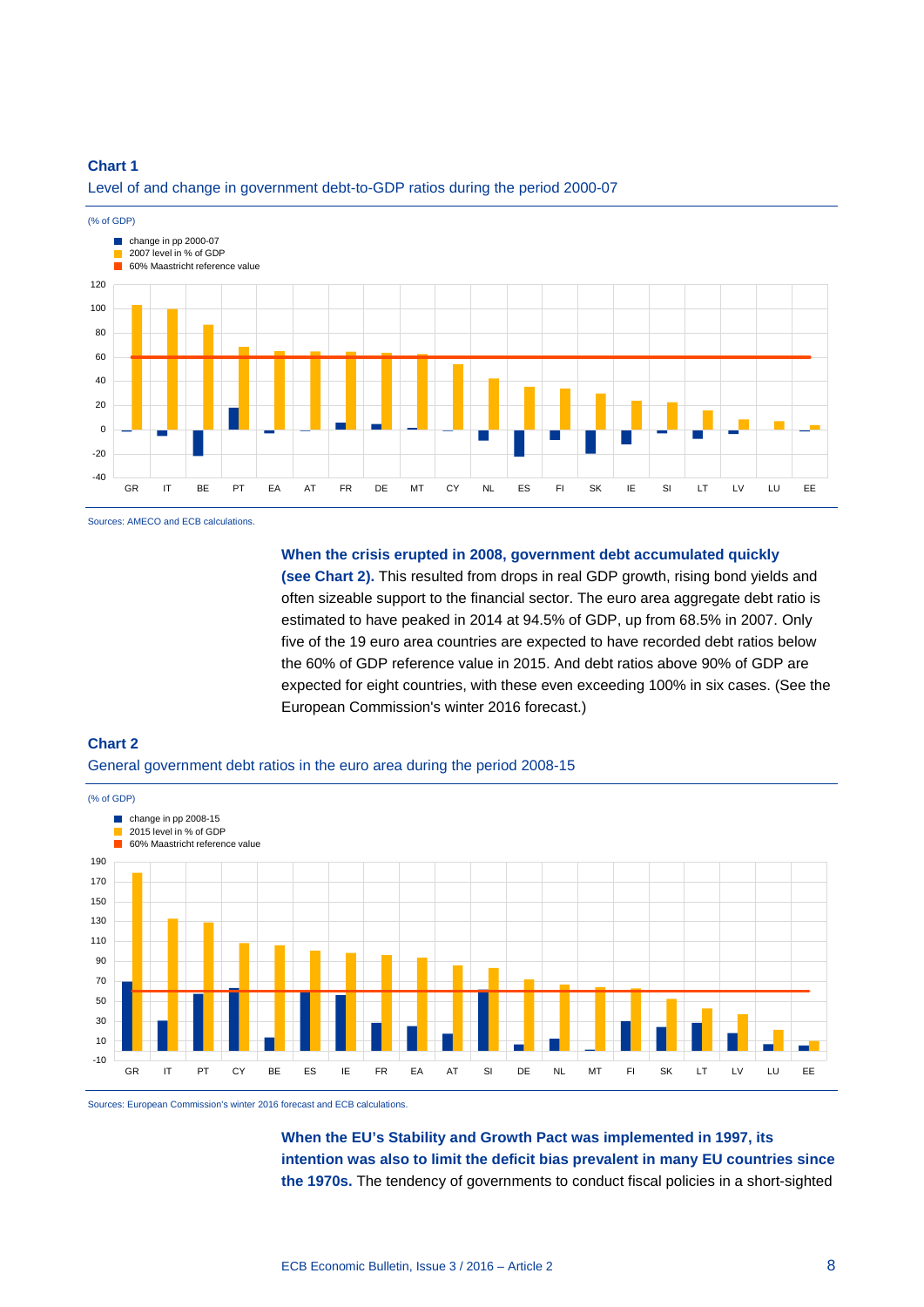**Chart 1**

Level of and change in government debt-to-GDP ratios during the period 2000-07

(% of GDP)

- change in pp 2000-07
- 2007 level in % of GDP
- 60% Maastricht reference value

Sources: AMECO and ECB calculations.

**When the crisis erupted in 2008, government debt accumulated quickly (see Chart 2).** This resulted from drops in real GDP growth, rising bond yields and often sizeable support to the financial sector. The euro area aggregate debt ratio is estimated to have peaked in 2014 at 94.5% of GDP, up from 68.5% in 2007. Only five of the 19 euro area countries are expected to have recorded debt ratios below the 60% of GDP reference value in 2015. And debt ratios above 90% of GDP are expected for eight countries, with these even exceeding 100% in six cases. (See the European Commission's winter 2016 forecast.)

**Chart 2**

General government debt ratios in the euro area during the period 2008-15

(% of GDP)

- change in pp 2008-15
- 2015 level in % of GDP
- 60% Maastricht reference value

Sources: European Commission's winter 2016 forecast and ECB calculations.

**When the EU's Stability and Growth Pact was implemented in 1997, its intention was also to limit the deficit bias prevalent in many EU countries since the 1970s.** The tendency of governments to conduct fiscal policies in a short-sighted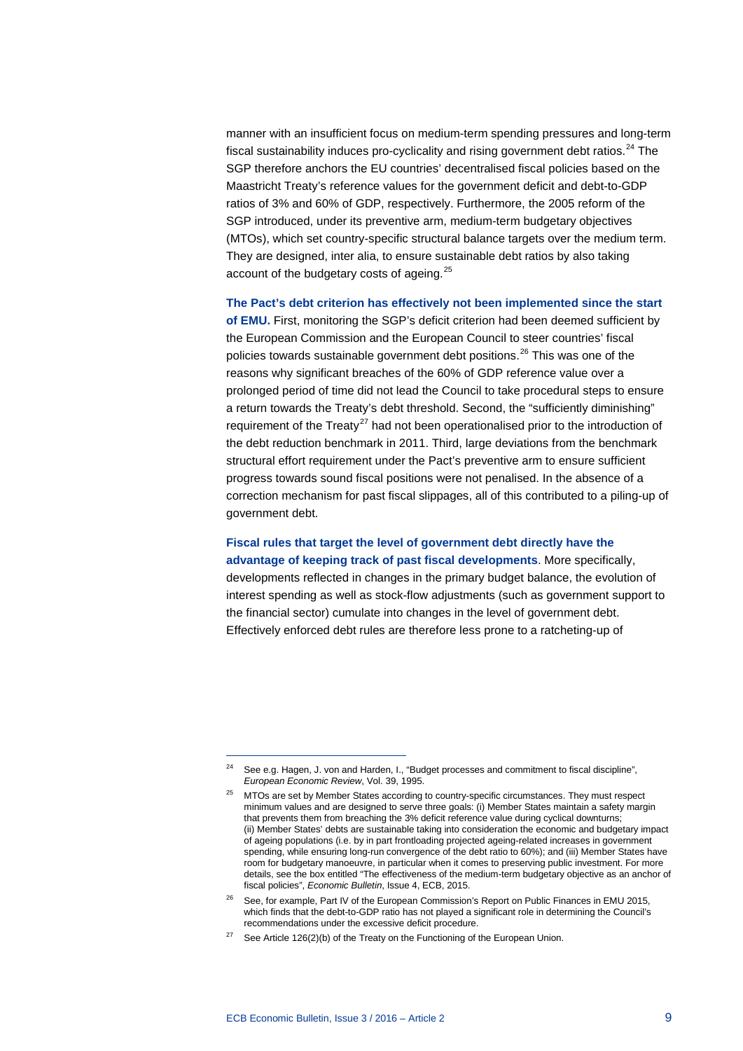manner with an insufficient focus on medium-term spending pressures and long-term fiscal sustainability induces pro-cyclicality and rising government debt ratios.[24] The SGP therefore anchors the EU countries' decentralised fiscal policies based on the Maastricht Treaty's reference values for the government deficit and debt-to-GDP ratios of 3% and 60% of GDP, respectively. Furthermore, the 2005 reform of the SGP introduced, under its preventive arm, medium-term budgetary objectives (MTOs), which set country-specific structural balance targets over the medium term. They are designed, inter alia, to ensure sustainable debt ratios by also taking account of the budgetary costs of ageing.[25]

**The Pact's debt criterion has effectively not been implemented since the start of EMU.** First, monitoring the SGP's deficit criterion had been deemed sufficient by the European Commission and the European Council to steer countries' fiscal policies towards sustainable government debt positions.[26] This was one of the reasons why significant breaches of the 60% of GDP reference value over a prolonged period of time did not lead the Council to take procedural steps to ensure a return towards the Treaty's debt threshold. Second, the "sufficiently diminishing" requirement of the Treaty[27] had not been operationalised prior to the introduction of the debt reduction benchmark in 2011. Third, large deviations from the benchmark structural effort requirement under the Pact's preventive arm to ensure sufficient progress towards sound fiscal positions were not penalised. In the absence of a correction mechanism for past fiscal slippages, all of this contributed to a piling-up of government debt.

**Fiscal rules that target the level of government debt directly have the advantage of keeping track of past fiscal developments**. More specifically, developments reflected in changes in the primary budget balance, the evolution of interest spending as well as stock-flow adjustments (such as government support to the financial sector) cumulate into changes in the level of government debt. Effectively enforced debt rules are therefore less prone to a ratcheting-up of

---

[24] See e.g. Hagen, J. von and Harden, I., "Budget processes and commitment to fiscal discipline", *European Economic Review*, Vol. 39, 1995.

[25] MTOs are set by Member States according to country-specific circumstances. They must respect minimum values and are designed to serve three goals: (i) Member States maintain a safety margin that prevents them from breaching the 3% deficit reference value during cyclical downturns; (ii) Member States' debts are sustainable taking into consideration the economic and budgetary impact of ageing populations (i.e. by in part frontloading projected ageing-related increases in government spending, while ensuring long-run convergence of the debt ratio to 60%); and (iii) Member States have room for budgetary manoeuvre, in particular when it comes to preserving public investment. For more details, see the box entitled "The effectiveness of the medium-term budgetary objective as an anchor of fiscal policies", *Economic Bulletin*, Issue 4, ECB, 2015.

[26] See, for example, Part IV of the European Commission's Report on Public Finances in EMU 2015, which finds that the debt-to-GDP ratio has not played a significant role in determining the Council's recommendations under the excessive deficit procedure.

[27] See Article 126(2)(b) of the Treaty on the Functioning of the European Union.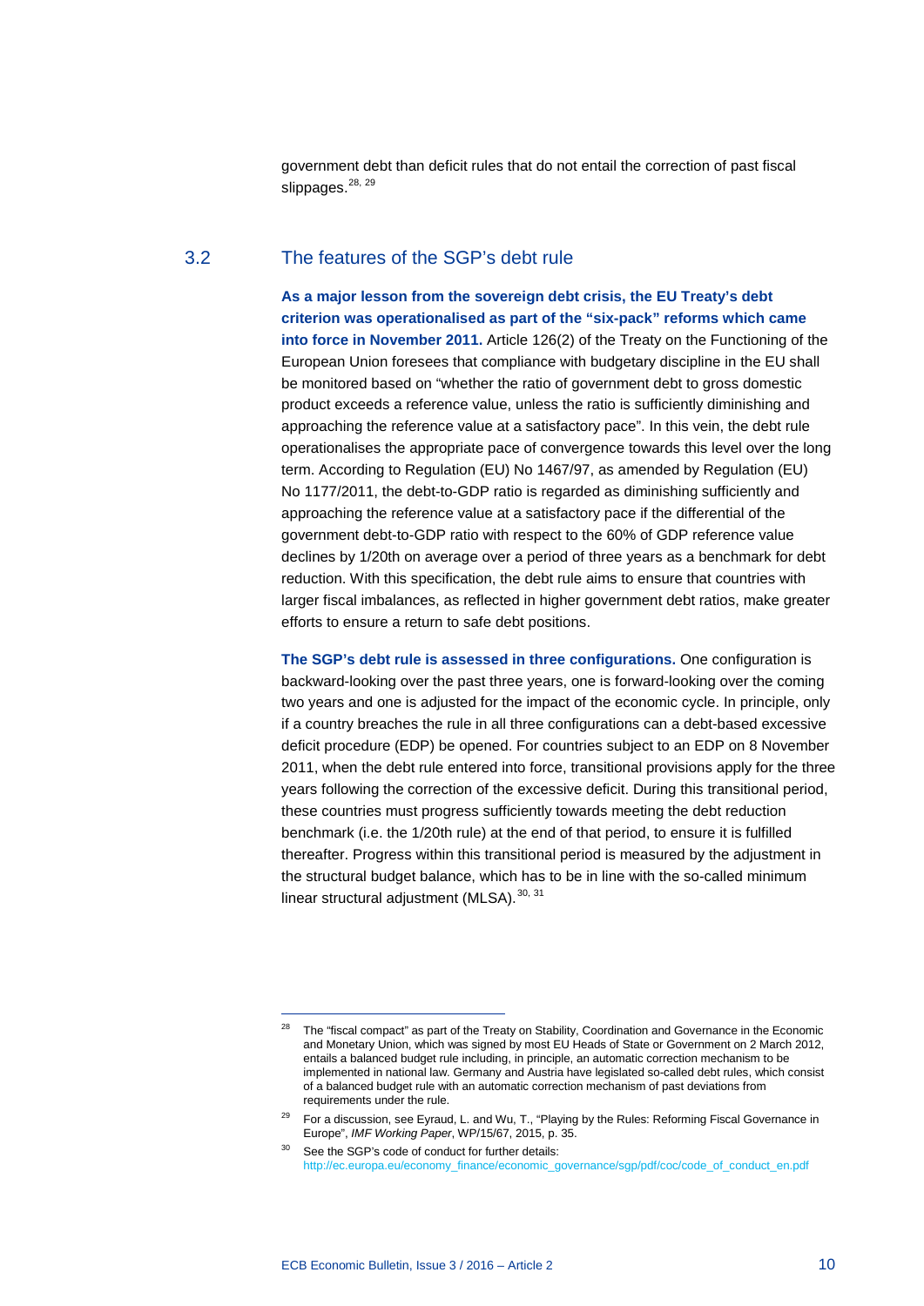government debt than deficit rules that do not entail the correction of past fiscal slippages.[28, 29]

## 3.2 The features of the SGP's debt rule

**As a major lesson from the sovereign debt crisis, the EU Treaty's debt criterion was operationalised as part of the "six-pack" reforms which came into force in November 2011.** Article 126(2) of the Treaty on the Functioning of the European Union foresees that compliance with budgetary discipline in the EU shall be monitored based on "whether the ratio of government debt to gross domestic product exceeds a reference value, unless the ratio is sufficiently diminishing and approaching the reference value at a satisfactory pace". In this vein, the debt rule operationalises the appropriate pace of convergence towards this level over the long term. According to Regulation (EU) No 1467/97, as amended by Regulation (EU) No 1177/2011, the debt-to-GDP ratio is regarded as diminishing sufficiently and approaching the reference value at a satisfactory pace if the differential of the government debt-to-GDP ratio with respect to the 60% of GDP reference value declines by 1/20th on average over a period of three years as a benchmark for debt reduction. With this specification, the debt rule aims to ensure that countries with larger fiscal imbalances, as reflected in higher government debt ratios, make greater efforts to ensure a return to safe debt positions.

**The SGP's debt rule is assessed in three configurations.** One configuration is backward-looking over the past three years, one is forward-looking over the coming two years and one is adjusted for the impact of the economic cycle. In principle, only if a country breaches the rule in all three configurations can a debt-based excessive deficit procedure (EDP) be opened. For countries subject to an EDP on 8 November 2011, when the debt rule entered into force, transitional provisions apply for the three years following the correction of the excessive deficit. During this transitional period, these countries must progress sufficiently towards meeting the debt reduction benchmark (i.e. the 1/20th rule) at the end of that period, to ensure it is fulfilled thereafter. Progress within this transitional period is measured by the adjustment in the structural budget balance, which has to be in line with the so-called minimum linear structural adjustment (MLSA).[30, 31]

---

[28] The "fiscal compact" as part of the Treaty on Stability, Coordination and Governance in the Economic and Monetary Union, which was signed by most EU Heads of State or Government on 2 March 2012, entails a balanced budget rule including, in principle, an automatic correction mechanism to be implemented in national law. Germany and Austria have legislated so-called debt rules, which consist of a balanced budget rule with an automatic correction mechanism of past deviations from requirements under the rule.

[29] For a discussion, see Eyraud, L. and Wu, T., "Playing by the Rules: Reforming Fiscal Governance in Europe", *IMF Working Paper*, WP/15/67, 2015, p. 35.

[30] See the SGP's code of conduct for further details: http://ec.europa.eu/economy_finance/economic_governance/sgp/pdf/coc/code_of_conduct_en.pdf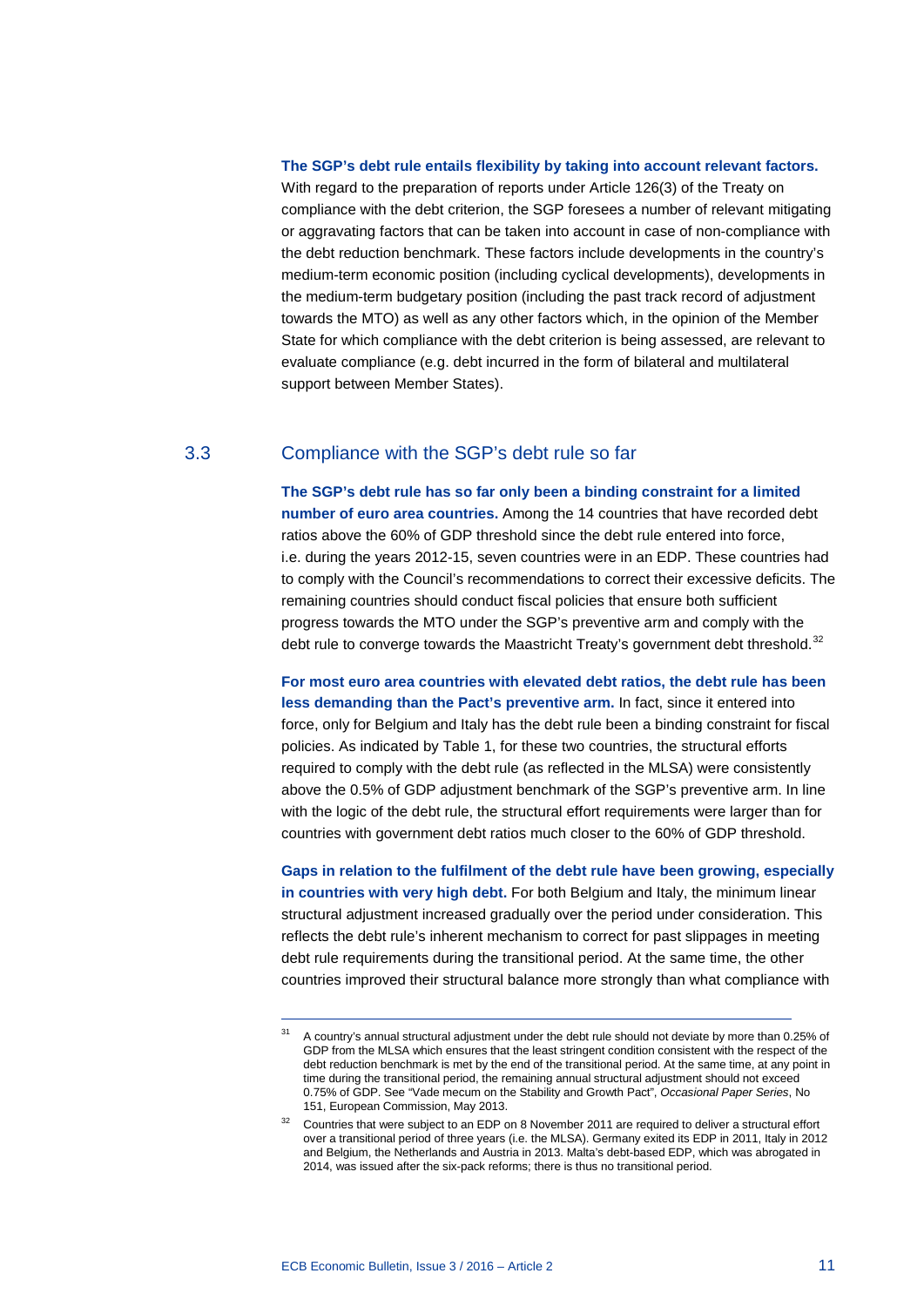**The SGP's debt rule entails flexibility by taking into account relevant factors.** With regard to the preparation of reports under Article 126(3) of the Treaty on compliance with the debt criterion, the SGP foresees a number of relevant mitigating or aggravating factors that can be taken into account in case of non-compliance with the debt reduction benchmark. These factors include developments in the country's medium-term economic position (including cyclical developments), developments in the medium-term budgetary position (including the past track record of adjustment towards the MTO) as well as any other factors which, in the opinion of the Member State for which compliance with the debt criterion is being assessed, are relevant to evaluate compliance (e.g. debt incurred in the form of bilateral and multilateral support between Member States).

## 3.3 Compliance with the SGP's debt rule so far

**The SGP's debt rule has so far only been a binding constraint for a limited number of euro area countries.** Among the 14 countries that have recorded debt ratios above the 60% of GDP threshold since the debt rule entered into force, i.e. during the years 2012-15, seven countries were in an EDP. These countries had to comply with the Council's recommendations to correct their excessive deficits. The remaining countries should conduct fiscal policies that ensure both sufficient progress towards the MTO under the SGP's preventive arm and comply with the debt rule to converge towards the Maastricht Treaty's government debt threshold.[32]

**For most euro area countries with elevated debt ratios, the debt rule has been less demanding than the Pact's preventive arm.** In fact, since it entered into force, only for Belgium and Italy has the debt rule been a binding constraint for fiscal policies. As indicated by Table 1, for these two countries, the structural efforts required to comply with the debt rule (as reflected in the MLSA) were consistently above the 0.5% of GDP adjustment benchmark of the SGP's preventive arm. In line with the logic of the debt rule, the structural effort requirements were larger than for countries with government debt ratios much closer to the 60% of GDP threshold.

**Gaps in relation to the fulfilment of the debt rule have been growing, especially in countries with very high debt.** For both Belgium and Italy, the minimum linear structural adjustment increased gradually over the period under consideration. This reflects the debt rule's inherent mechanism to correct for past slippages in meeting debt rule requirements during the transitional period. At the same time, the other countries improved their structural balance more strongly than what compliance with

---

[31] A country's annual structural adjustment under the debt rule should not deviate by more than 0.25% of GDP from the MLSA which ensures that the least stringent condition consistent with the respect of the debt reduction benchmark is met by the end of the transitional period. At the same time, at any point in time during the transitional period, the remaining annual structural adjustment should not exceed 0.75% of GDP. See "Vade mecum on the Stability and Growth Pact", *Occasional Paper Series*, No 151, European Commission, May 2013.

[32] Countries that were subject to an EDP on 8 November 2011 are required to deliver a structural effort over a transitional period of three years (i.e. the MLSA). Germany exited its EDP in 2011, Italy in 2012 and Belgium, the Netherlands and Austria in 2013. Malta's debt-based EDP, which was abrogated in 2014, was issued after the six-pack reforms; there is thus no transitional period.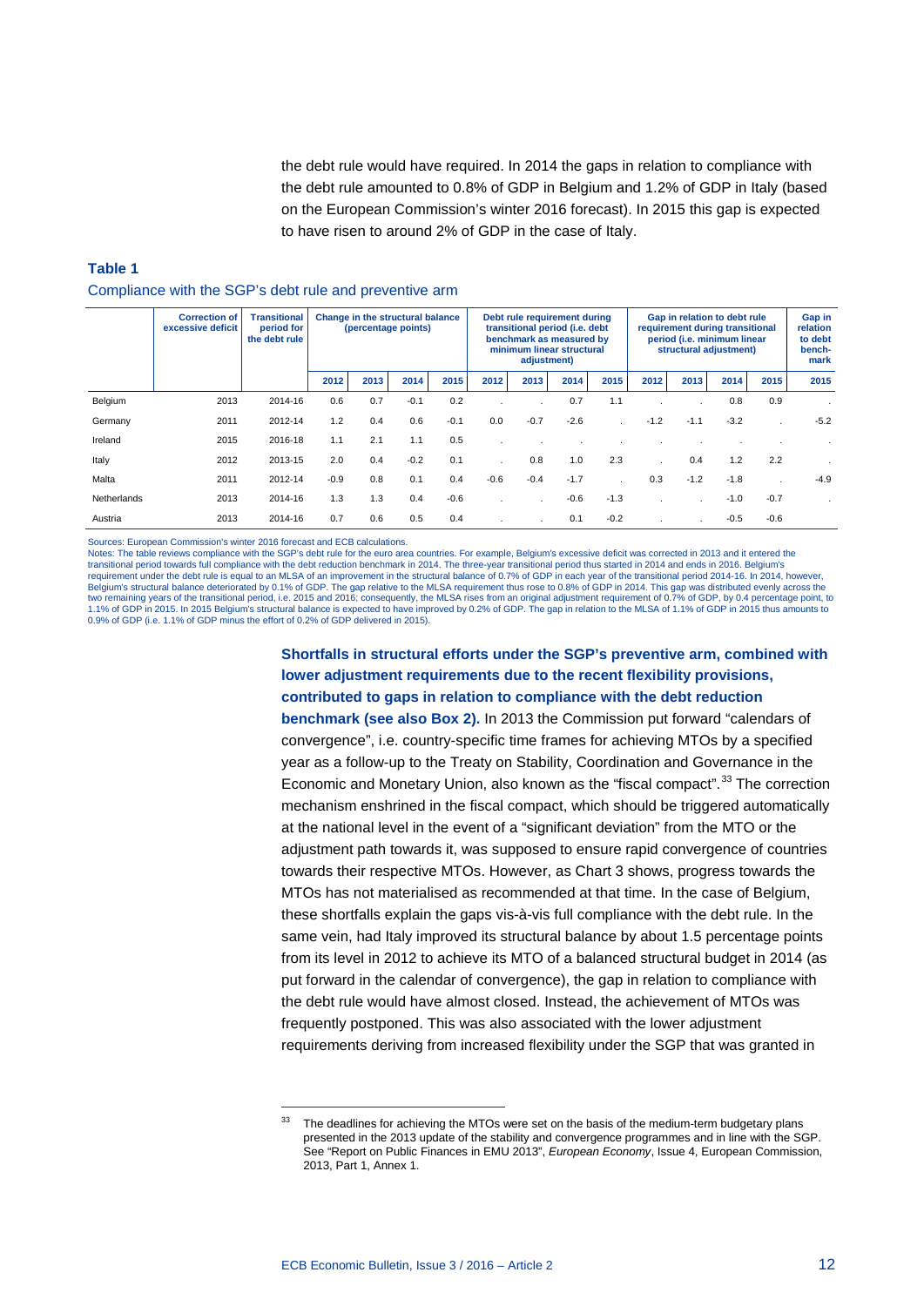the debt rule would have required. In 2014 the gaps in relation to compliance with the debt rule amounted to 0.8% of GDP in Belgium and 1.2% of GDP in Italy (based on the European Commission's winter 2016 forecast). In 2015 this gap is expected to have risen to around 2% of GDP in the case of Italy.

**Table 1**

Compliance with the SGP's debt rule and preventive arm

| | Correction of excessive deficit | Transitional period for the debt rule | Change in the structural balance (percentage points) | | | | Debt rule requirement during transitional period (i.e. debt benchmark as measured by minimum linear structural adjustment) | | | | Gap in relation to debt rule requirement during transitional period (i.e. minimum linear structural adjustment) | | | | Gap in relation to debt bench-mark |
|---|---|---|---|---|---|---|---|---|---|---|---|---|---|---|---|
| | | | 2012 | 2013 | 2014 | 2015 | 2012 | 2013 | 2014 | 2015 | 2012 | 2013 | 2014 | 2015 | 2015 |
| Belgium | 2013 | 2014-16 | 0.6 | 0.7 | -0.1 | 0.2 | . | . | 0.7 | 1.1 | . | . | 0.8 | 0.9 | . |
| Germany | 2011 | 2012-14 | 1.2 | 0.4 | 0.6 | -0.1 | 0.0 | -0.7 | -2.6 | . | -1.2 | -1.1 | -3.2 | . | -5.2 |
| Ireland | 2015 | 2016-18 | 1.1 | 2.1 | 1.1 | 0.5 | . | . | . | . | . | . | . | . | . |
| Italy | 2012 | 2013-15 | 2.0 | 0.4 | -0.2 | 0.1 | . | 0.8 | 1.0 | 2.3 | . | 0.4 | 1.2 | 2.2 | . |
| Malta | 2011 | 2012-14 | -0.9 | 0.8 | 0.1 | 0.4 | -0.6 | -0.4 | -1.7 | . | 0.3 | -1.2 | -1.8 | . | -4.9 |
| Netherlands | 2013 | 2014-16 | 1.3 | 1.3 | 0.4 | -0.6 | . | . | -0.6 | -1.3 | . | . | -1.0 | -0.7 | . |
| Austria | 2013 | 2014-16 | 0.7 | 0.6 | 0.5 | 0.4 | . | . | 0.1 | -0.2 | . | . | -0.5 | -0.6 | |

Sources: European Commission's winter 2016 forecast and ECB calculations.
Notes: The table reviews compliance with the SGP's debt rule for the euro area countries. For example, Belgium's excessive deficit was corrected in 2013 and it entered the transitional period towards full compliance with the debt reduction benchmark in 2014. The three-year transitional period thus started in 2014 and ends in 2016. Belgium's requirement under the debt rule is equal to an MLSA of an improvement in the structural balance of 0.7% of GDP in each year of the transitional period 2014-16. In 2014, however, Belgium's structural balance deteriorated by 0.1% of GDP. The gap relative to the MLSA requirement thus rose to 0.8% of GDP in 2014. This gap was distributed evenly across the two remaining years of the transitional period, i.e. 2015 and 2016; consequently, the MLSA rises from an original adjustment requirement of 0.7% of GDP, by 0.4 percentage point, to 1.1% of GDP in 2015. In 2015 Belgium's structural balance is expected to have improved by 0.2% of GDP. The gap in relation to the MLSA of 1.1% of GDP in 2015 thus amounts to 0.9% of GDP (i.e. 1.1% of GDP minus the effort of 0.2% of GDP delivered in 2015).

**Shortfalls in structural efforts under the SGP's preventive arm, combined with lower adjustment requirements due to the recent flexibility provisions, contributed to gaps in relation to compliance with the debt reduction benchmark (see also Box 2).** In 2013 the Commission put forward "calendars of convergence", i.e. country-specific time frames for achieving MTOs by a specified year as a follow-up to the Treaty on Stability, Coordination and Governance in the Economic and Monetary Union, also known as the "fiscal compact".[33] The correction mechanism enshrined in the fiscal compact, which should be triggered automatically at the national level in the event of a "significant deviation" from the MTO or the adjustment path towards it, was supposed to ensure rapid convergence of countries towards their respective MTOs. However, as Chart 3 shows, progress towards the MTOs has not materialised as recommended at that time. In the case of Belgium, these shortfalls explain the gaps vis-à-vis full compliance with the debt rule. In the same vein, had Italy improved its structural balance by about 1.5 percentage points from its level in 2012 to achieve its MTO of a balanced structural budget in 2014 (as put forward in the calendar of convergence), the gap in relation to compliance with the debt rule would have almost closed. Instead, the achievement of MTOs was frequently postponed. This was also associated with the lower adjustment requirements deriving from increased flexibility under the SGP that was granted in

[33] The deadlines for achieving the MTOs were set on the basis of the medium-term budgetary plans presented in the 2013 update of the stability and convergence programmes and in line with the SGP. See "Report on Public Finances in EMU 2013", *European Economy*, Issue 4, European Commission, 2013, Part 1, Annex 1.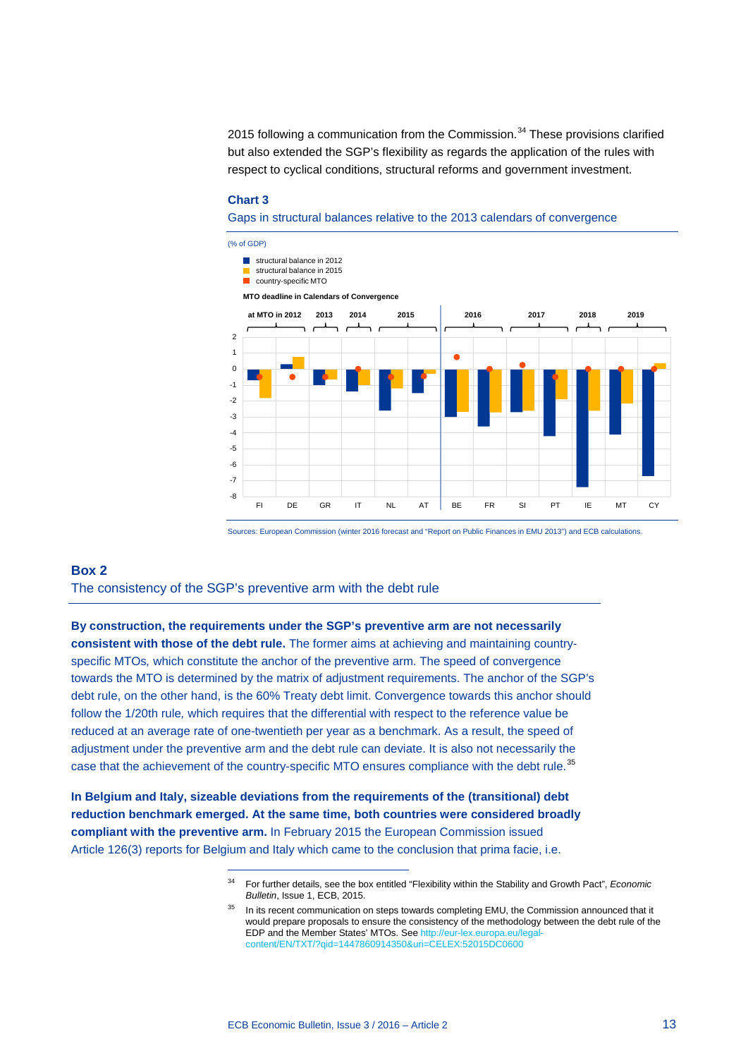2015 following a communication from the Commission.[34] These provisions clarified but also extended the SGP's flexibility as regards the application of the rules with respect to cyclical conditions, structural reforms and government investment.

**Chart 3**

Gaps in structural balances relative to the 2013 calendars of convergence

(% of GDP)

- structural balance in 2012
- structural balance in 2015
- country-specific MTO

MTO deadline in Calendars of Convergence: at MTO in 2012 (FI, DE); 2013 (GR); 2014 (IT); 2015 (NL, AT); 2016 (BE, FR); 2017 (SI, PT); 2018 (IE); 2019 (MT, CY)

Sources: European Commission (winter 2016 forecast and "Report on Public Finances in EMU 2013") and ECB calculations.

## Box 2

### The consistency of the SGP's preventive arm with the debt rule

**By construction, the requirements under the SGP's preventive arm are not necessarily consistent with those of the debt rule.** The former aims at achieving and maintaining country-specific MTOs, which constitute the anchor of the preventive arm. The speed of convergence towards the MTO is determined by the matrix of adjustment requirements. The anchor of the SGP's debt rule, on the other hand, is the 60% Treaty debt limit. Convergence towards this anchor should follow the 1/20th rule, which requires that the differential with respect to the reference value be reduced at an average rate of one-twentieth per year as a benchmark. As a result, the speed of adjustment under the preventive arm and the debt rule can deviate. It is also not necessarily the case that the achievement of the country-specific MTO ensures compliance with the debt rule.[35]

**In Belgium and Italy, sizeable deviations from the requirements of the (transitional) debt reduction benchmark emerged. At the same time, both countries were considered broadly compliant with the preventive arm.** In February 2015 the European Commission issued Article 126(3) reports for Belgium and Italy which came to the conclusion that prima facie, i.e.

---

[34] For further details, see the box entitled "Flexibility within the Stability and Growth Pact", *Economic Bulletin*, Issue 1, ECB, 2015.

[35] In its recent communication on steps towards completing EMU, the Commission announced that it would prepare proposals to ensure the consistency of the methodology between the debt rule of the EDP and the Member States' MTOs. See http://eur-lex.europa.eu/legal-content/EN/TXT/?qid=1447860914350&uri=CELEX:52015DC0600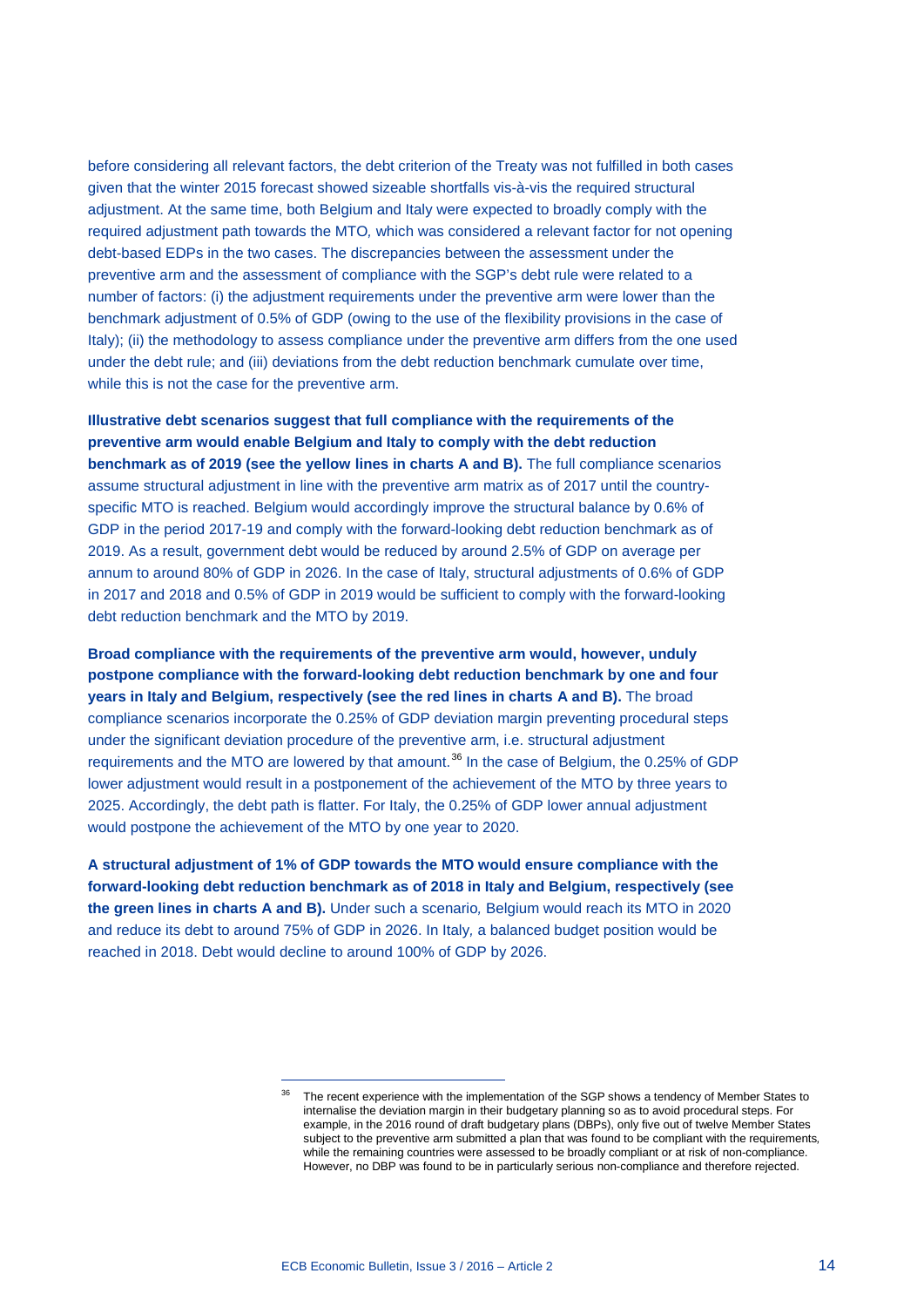before considering all relevant factors, the debt criterion of the Treaty was not fulfilled in both cases given that the winter 2015 forecast showed sizeable shortfalls vis-à-vis the required structural adjustment. At the same time, both Belgium and Italy were expected to broadly comply with the required adjustment path towards the MTO, which was considered a relevant factor for not opening debt-based EDPs in the two cases. The discrepancies between the assessment under the preventive arm and the assessment of compliance with the SGP's debt rule were related to a number of factors: (i) the adjustment requirements under the preventive arm were lower than the benchmark adjustment of 0.5% of GDP (owing to the use of the flexibility provisions in the case of Italy); (ii) the methodology to assess compliance under the preventive arm differs from the one used under the debt rule; and (iii) deviations from the debt reduction benchmark cumulate over time, while this is not the case for the preventive arm.

**Illustrative debt scenarios suggest that full compliance with the requirements of the preventive arm would enable Belgium and Italy to comply with the debt reduction benchmark as of 2019 (see the yellow lines in charts A and B).** The full compliance scenarios assume structural adjustment in line with the preventive arm matrix as of 2017 until the country-specific MTO is reached. Belgium would accordingly improve the structural balance by 0.6% of GDP in the period 2017-19 and comply with the forward-looking debt reduction benchmark as of 2019. As a result, government debt would be reduced by around 2.5% of GDP on average per annum to around 80% of GDP in 2026. In the case of Italy, structural adjustments of 0.6% of GDP in 2017 and 2018 and 0.5% of GDP in 2019 would be sufficient to comply with the forward-looking debt reduction benchmark and the MTO by 2019.

**Broad compliance with the requirements of the preventive arm would, however, unduly postpone compliance with the forward-looking debt reduction benchmark by one and four years in Italy and Belgium, respectively (see the red lines in charts A and B).** The broad compliance scenarios incorporate the 0.25% of GDP deviation margin preventing procedural steps under the significant deviation procedure of the preventive arm, i.e. structural adjustment requirements and the MTO are lowered by that amount.[36] In the case of Belgium, the 0.25% of GDP lower adjustment would result in a postponement of the achievement of the MTO by three years to 2025. Accordingly, the debt path is flatter. For Italy, the 0.25% of GDP lower annual adjustment would postpone the achievement of the MTO by one year to 2020.

**A structural adjustment of 1% of GDP towards the MTO would ensure compliance with the forward-looking debt reduction benchmark as of 2018 in Italy and Belgium, respectively (see the green lines in charts A and B).** Under such a scenario, Belgium would reach its MTO in 2020 and reduce its debt to around 75% of GDP in 2026. In Italy, a balanced budget position would be reached in 2018. Debt would decline to around 100% of GDP by 2026.

---

[36] The recent experience with the implementation of the SGP shows a tendency of Member States to internalise the deviation margin in their budgetary planning so as to avoid procedural steps. For example, in the 2016 round of draft budgetary plans (DBPs), only five out of twelve Member States subject to the preventive arm submitted a plan that was found to be compliant with the requirements, while the remaining countries were assessed to be broadly compliant or at risk of non-compliance. However, no DBP was found to be in particularly serious non-compliance and therefore rejected.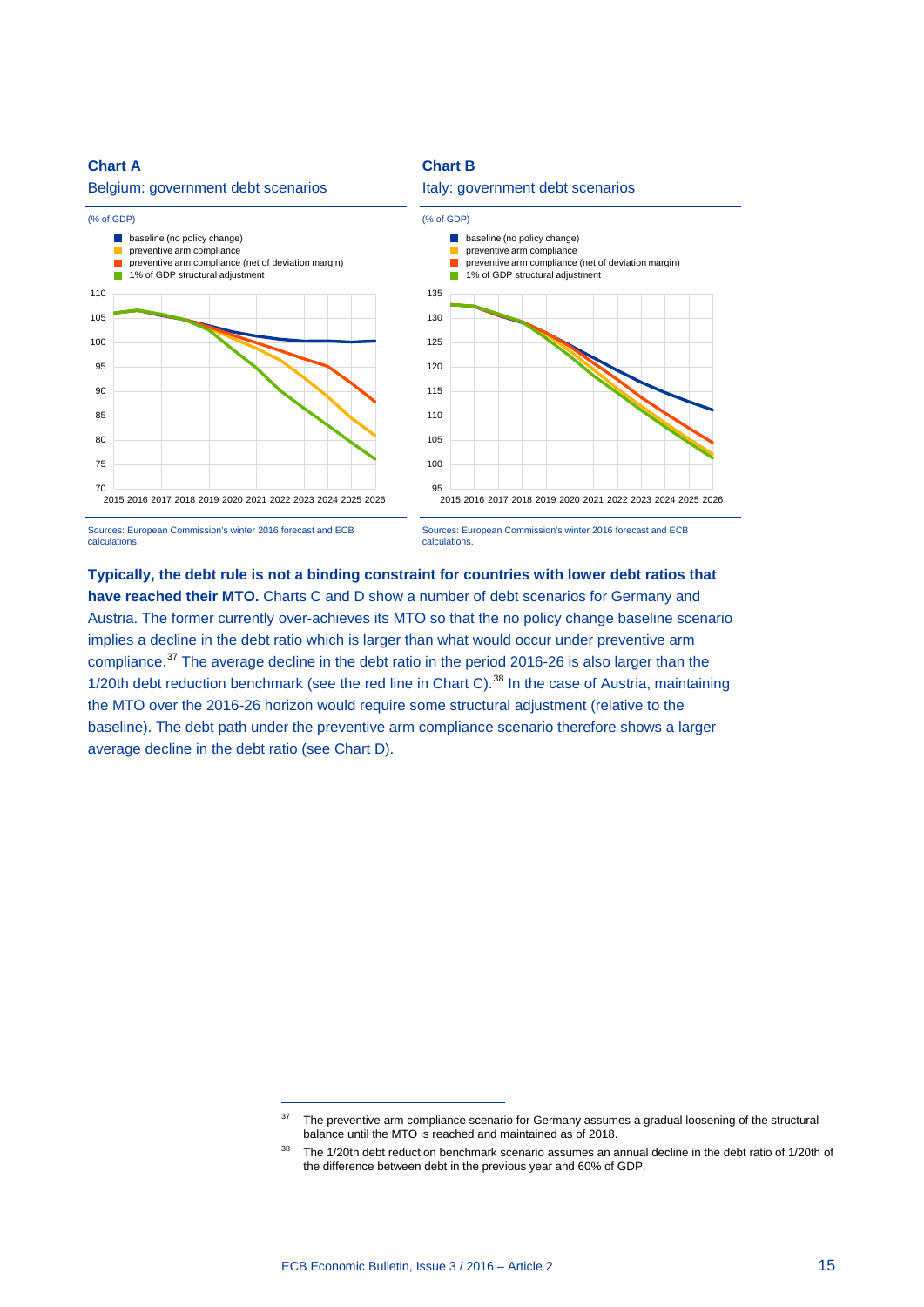**Chart A**

Belgium: government debt scenarios

(% of GDP)

- baseline (no policy change)
- preventive arm compliance
- preventive arm compliance (net of deviation margin)
- 1% of GDP structural adjustment

Sources: European Commission's winter 2016 forecast and ECB calculations.

**Chart B**

Italy: government debt scenarios

(% of GDP)

- baseline (no policy change)
- preventive arm compliance
- preventive arm compliance (net of deviation margin)
- 1% of GDP structural adjustment

Sources: European Commission's winter 2016 forecast and ECB calculations.

**Typically, the debt rule is not a binding constraint for countries with lower debt ratios that have reached their MTO.** Charts C and D show a number of debt scenarios for Germany and Austria. The former currently over-achieves its MTO so that the no policy change baseline scenario implies a decline in the debt ratio which is larger than what would occur under preventive arm compliance.[37] The average decline in the debt ratio in the period 2016-26 is also larger than the 1/20th debt reduction benchmark (see the red line in Chart C).[38] In the case of Austria, maintaining the MTO over the 2016-26 horizon would require some structural adjustment (relative to the baseline). The debt path under the preventive arm compliance scenario therefore shows a larger average decline in the debt ratio (see Chart D).

[37] The preventive arm compliance scenario for Germany assumes a gradual loosening of the structural balance until the MTO is reached and maintained as of 2018.

[38] The 1/20th debt reduction benchmark scenario assumes an annual decline in the debt ratio of 1/20th of the difference between debt in the previous year and 60% of GDP.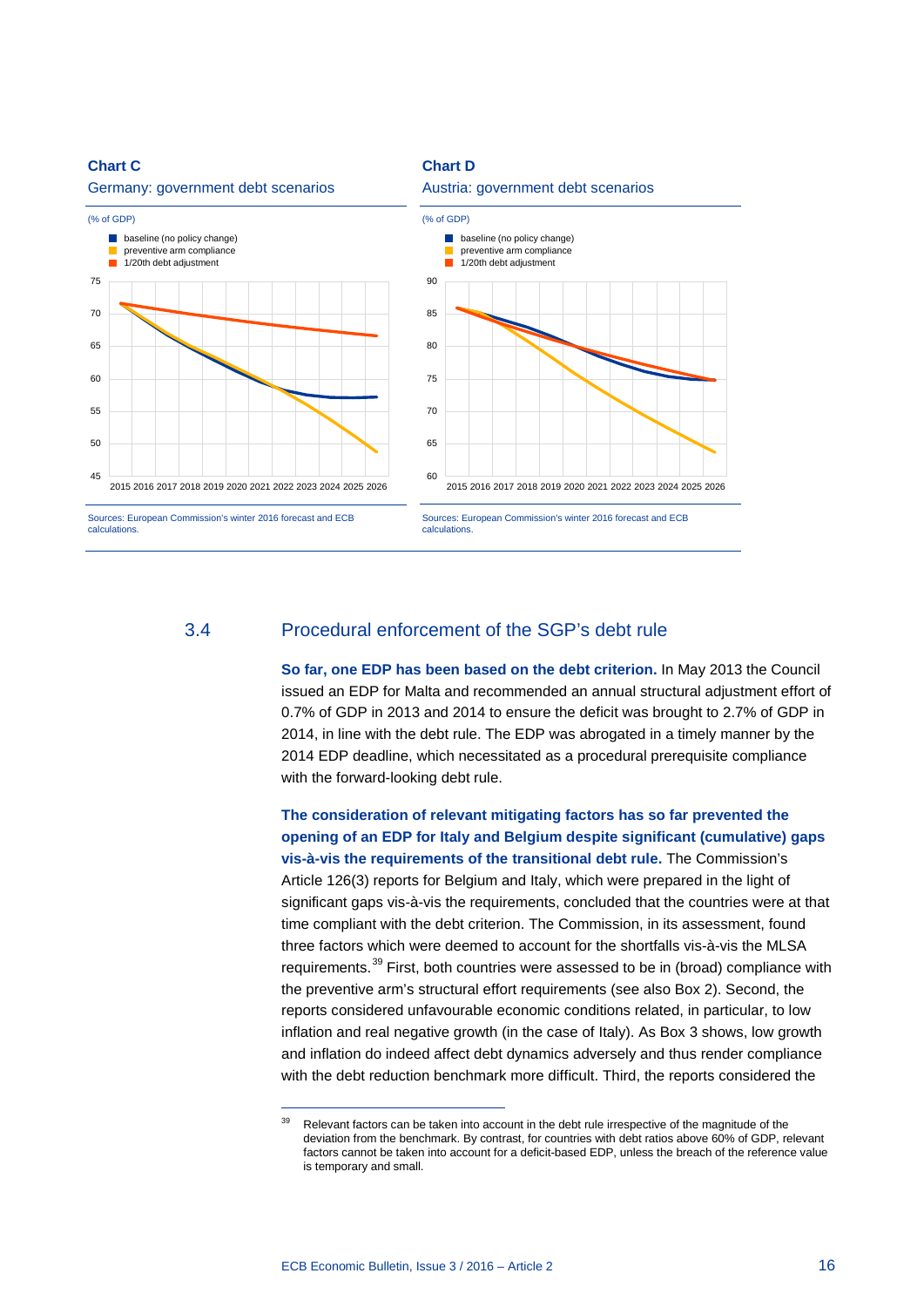**Chart C**

Germany: government debt scenarios

(% of GDP)

- baseline (no policy change)
- preventive arm compliance
- 1/20th debt adjustment

Sources: European Commission's winter 2016 forecast and ECB calculations.

**Chart D**

Austria: government debt scenarios

(% of GDP)

- baseline (no policy change)
- preventive arm compliance
- 1/20th debt adjustment

Sources: European Commission's winter 2016 forecast and ECB calculations.

## 3.4 Procedural enforcement of the SGP's debt rule

**So far, one EDP has been based on the debt criterion.** In May 2013 the Council issued an EDP for Malta and recommended an annual structural adjustment effort of 0.7% of GDP in 2013 and 2014 to ensure the deficit was brought to 2.7% of GDP in 2014, in line with the debt rule. The EDP was abrogated in a timely manner by the 2014 EDP deadline, which necessitated as a procedural prerequisite compliance with the forward-looking debt rule.

**The consideration of relevant mitigating factors has so far prevented the opening of an EDP for Italy and Belgium despite significant (cumulative) gaps vis-à-vis the requirements of the transitional debt rule.** The Commission's Article 126(3) reports for Belgium and Italy, which were prepared in the light of significant gaps vis-à-vis the requirements, concluded that the countries were at that time compliant with the debt criterion. The Commission, in its assessment, found three factors which were deemed to account for the shortfalls vis-à-vis the MLSA requirements.[39] First, both countries were assessed to be in (broad) compliance with the preventive arm's structural effort requirements (see also Box 2). Second, the reports considered unfavourable economic conditions related, in particular, to low inflation and real negative growth (in the case of Italy). As Box 3 shows, low growth and inflation do indeed affect debt dynamics adversely and thus render compliance with the debt reduction benchmark more difficult. Third, the reports considered the

[39] Relevant factors can be taken into account in the debt rule irrespective of the magnitude of the deviation from the benchmark. By contrast, for countries with debt ratios above 60% of GDP, relevant factors cannot be taken into account for a deficit-based EDP, unless the breach of the reference value is temporary and small.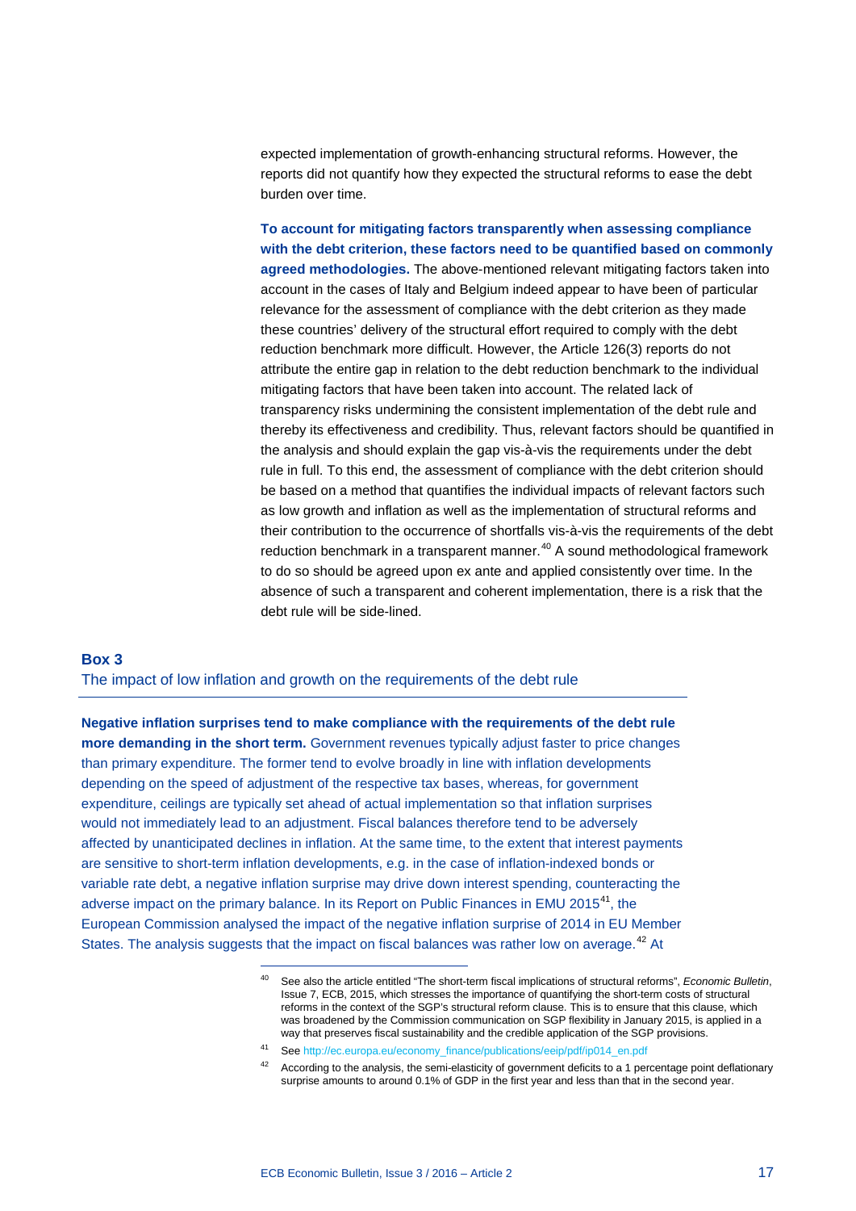expected implementation of growth-enhancing structural reforms. However, the reports did not quantify how they expected the structural reforms to ease the debt burden over time.

**To account for mitigating factors transparently when assessing compliance with the debt criterion, these factors need to be quantified based on commonly agreed methodologies.** The above-mentioned relevant mitigating factors taken into account in the cases of Italy and Belgium indeed appear to have been of particular relevance for the assessment of compliance with the debt criterion as they made these countries' delivery of the structural effort required to comply with the debt reduction benchmark more difficult. However, the Article 126(3) reports do not attribute the entire gap in relation to the debt reduction benchmark to the individual mitigating factors that have been taken into account. The related lack of transparency risks undermining the consistent implementation of the debt rule and thereby its effectiveness and credibility. Thus, relevant factors should be quantified in the analysis and should explain the gap vis-à-vis the requirements under the debt rule in full. To this end, the assessment of compliance with the debt criterion should be based on a method that quantifies the individual impacts of relevant factors such as low growth and inflation as well as the implementation of structural reforms and their contribution to the occurrence of shortfalls vis-à-vis the requirements of the debt reduction benchmark in a transparent manner.[40] A sound methodological framework to do so should be agreed upon ex ante and applied consistently over time. In the absence of such a transparent and coherent implementation, there is a risk that the debt rule will be side-lined.

## Box 3

### The impact of low inflation and growth on the requirements of the debt rule

**Negative inflation surprises tend to make compliance with the requirements of the debt rule more demanding in the short term.** Government revenues typically adjust faster to price changes than primary expenditure. The former tend to evolve broadly in line with inflation developments depending on the speed of adjustment of the respective tax bases, whereas, for government expenditure, ceilings are typically set ahead of actual implementation so that inflation surprises would not immediately lead to an adjustment. Fiscal balances therefore tend to be adversely affected by unanticipated declines in inflation. At the same time, to the extent that interest payments are sensitive to short-term inflation developments, e.g. in the case of inflation-indexed bonds or variable rate debt, a negative inflation surprise may drive down interest spending, counteracting the adverse impact on the primary balance. In its Report on Public Finances in EMU 2015[41], the European Commission analysed the impact of the negative inflation surprise of 2014 in EU Member States. The analysis suggests that the impact on fiscal balances was rather low on average.[42] At

---

[40] See also the article entitled "The short-term fiscal implications of structural reforms", *Economic Bulletin*, Issue 7, ECB, 2015, which stresses the importance of quantifying the short-term costs of structural reforms in the context of the SGP's structural reform clause. This is to ensure that this clause, which was broadened by the Commission communication on SGP flexibility in January 2015, is applied in a way that preserves fiscal sustainability and the credible application of the SGP provisions.

[41] See http://ec.europa.eu/economy_finance/publications/eeip/pdf/ip014_en.pdf

[42] According to the analysis, the semi-elasticity of government deficits to a 1 percentage point deflationary surprise amounts to around 0.1% of GDP in the first year and less than that in the second year.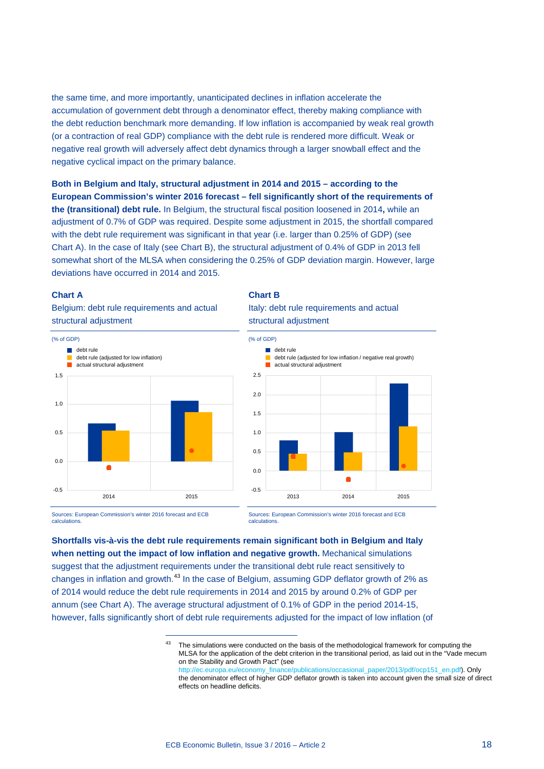the same time, and more importantly, unanticipated declines in inflation accelerate the accumulation of government debt through a denominator effect, thereby making compliance with the debt reduction benchmark more demanding. If low inflation is accompanied by weak real growth (or a contraction of real GDP) compliance with the debt rule is rendered more difficult. Weak or negative real growth will adversely affect debt dynamics through a larger snowball effect and the negative cyclical impact on the primary balance.

**Both in Belgium and Italy, structural adjustment in 2014 and 2015 – according to the European Commission's winter 2016 forecast – fell significantly short of the requirements of the (transitional) debt rule.** In Belgium, the structural fiscal position loosened in 2014**,** while an adjustment of 0.7% of GDP was required. Despite some adjustment in 2015, the shortfall compared with the debt rule requirement was significant in that year (i.e. larger than 0.25% of GDP) (see Chart A). In the case of Italy (see Chart B), the structural adjustment of 0.4% of GDP in 2013 fell somewhat short of the MLSA when considering the 0.25% of GDP deviation margin. However, large deviations have occurred in 2014 and 2015.

**Chart A**

Belgium: debt rule requirements and actual structural adjustment

(% of GDP)

- debt rule
- debt rule (adjusted for low inflation)
- actual structural adjustment

Sources: European Commission's winter 2016 forecast and ECB calculations.

**Chart B**

Italy: debt rule requirements and actual structural adjustment

(% of GDP)

- debt rule
- debt rule (adjusted for low inflation / negative real growth)
- actual structural adjustment

Sources: European Commission's winter 2016 forecast and ECB calculations.

**Shortfalls vis-à-vis the debt rule requirements remain significant both in Belgium and Italy when netting out the impact of low inflation and negative growth.** Mechanical simulations suggest that the adjustment requirements under the transitional debt rule react sensitively to changes in inflation and growth.[43] In the case of Belgium, assuming GDP deflator growth of 2% as of 2014 would reduce the debt rule requirements in 2014 and 2015 by around 0.2% of GDP per annum (see Chart A). The average structural adjustment of 0.1% of GDP in the period 2014-15, however, falls significantly short of debt rule requirements adjusted for the impact of low inflation (of

[43] The simulations were conducted on the basis of the methodological framework for computing the MLSA for the application of the debt criterion in the transitional period, as laid out in the "Vade mecum on the Stability and Growth Pact" (see http://ec.europa.eu/economy_finance/publications/occasional_paper/2013/pdf/ocp151_en.pdf). Only the denominator effect of higher GDP deflator growth is taken into account given the small size of direct effects on headline deficits.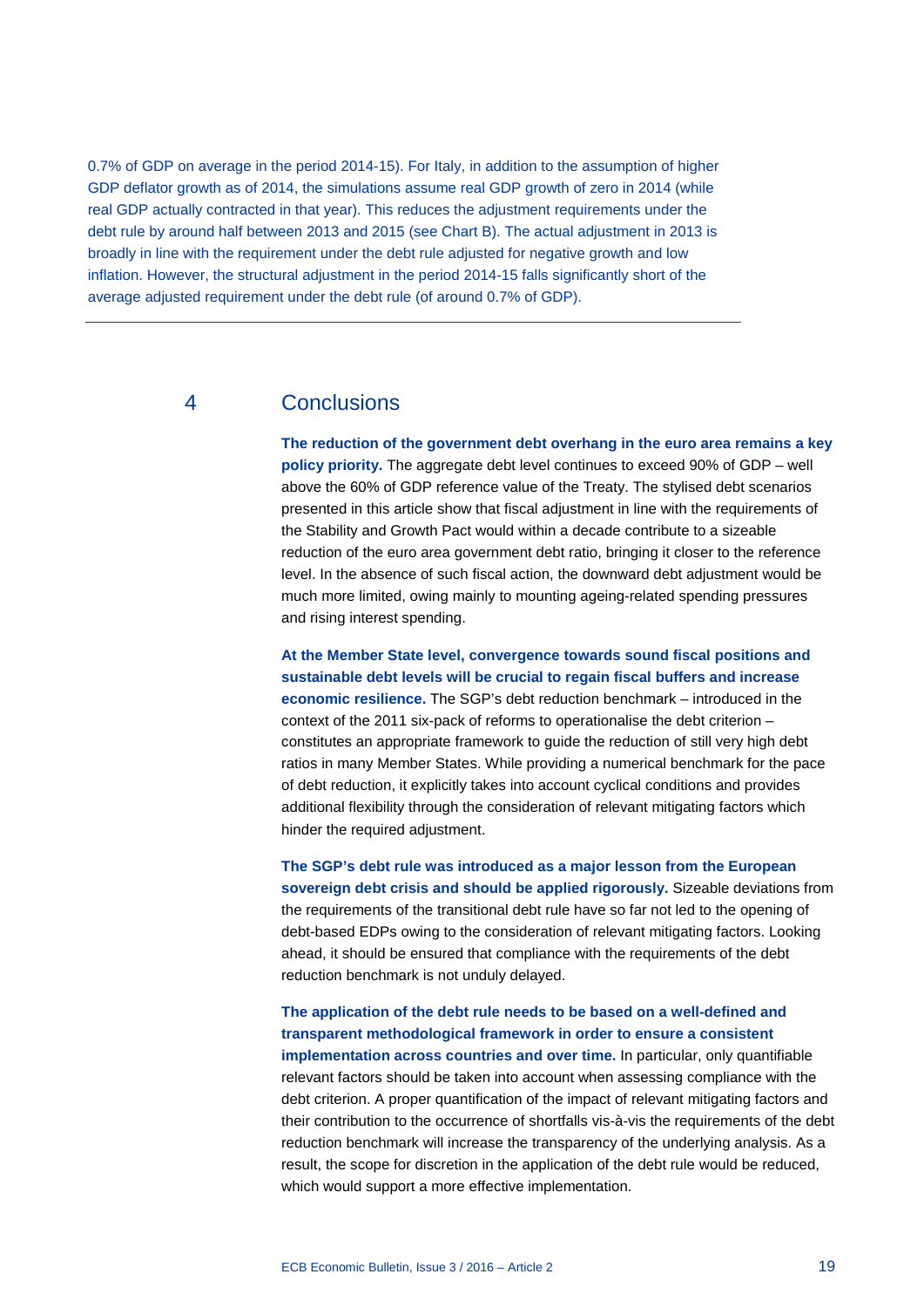0.7% of GDP on average in the period 2014-15). For Italy, in addition to the assumption of higher GDP deflator growth as of 2014, the simulations assume real GDP growth of zero in 2014 (while real GDP actually contracted in that year). This reduces the adjustment requirements under the debt rule by around half between 2013 and 2015 (see Chart B). The actual adjustment in 2013 is broadly in line with the requirement under the debt rule adjusted for negative growth and low inflation. However, the structural adjustment in the period 2014-15 falls significantly short of the average adjusted requirement under the debt rule (of around 0.7% of GDP).

---

## 4 Conclusions

**The reduction of the government debt overhang in the euro area remains a key policy priority.** The aggregate debt level continues to exceed 90% of GDP – well above the 60% of GDP reference value of the Treaty. The stylised debt scenarios presented in this article show that fiscal adjustment in line with the requirements of the Stability and Growth Pact would within a decade contribute to a sizeable reduction of the euro area government debt ratio, bringing it closer to the reference level. In the absence of such fiscal action, the downward debt adjustment would be much more limited, owing mainly to mounting ageing-related spending pressures and rising interest spending.

**At the Member State level, convergence towards sound fiscal positions and sustainable debt levels will be crucial to regain fiscal buffers and increase economic resilience.** The SGP's debt reduction benchmark – introduced in the context of the 2011 six-pack of reforms to operationalise the debt criterion – constitutes an appropriate framework to guide the reduction of still very high debt ratios in many Member States. While providing a numerical benchmark for the pace of debt reduction, it explicitly takes into account cyclical conditions and provides additional flexibility through the consideration of relevant mitigating factors which hinder the required adjustment.

**The SGP's debt rule was introduced as a major lesson from the European sovereign debt crisis and should be applied rigorously.** Sizeable deviations from the requirements of the transitional debt rule have so far not led to the opening of debt-based EDPs owing to the consideration of relevant mitigating factors. Looking ahead, it should be ensured that compliance with the requirements of the debt reduction benchmark is not unduly delayed.

**The application of the debt rule needs to be based on a well-defined and transparent methodological framework in order to ensure a consistent implementation across countries and over time.** In particular, only quantifiable relevant factors should be taken into account when assessing compliance with the debt criterion. A proper quantification of the impact of relevant mitigating factors and their contribution to the occurrence of shortfalls vis-à-vis the requirements of the debt reduction benchmark will increase the transparency of the underlying analysis. As a result, the scope for discretion in the application of the debt rule would be reduced, which would support a more effective implementation.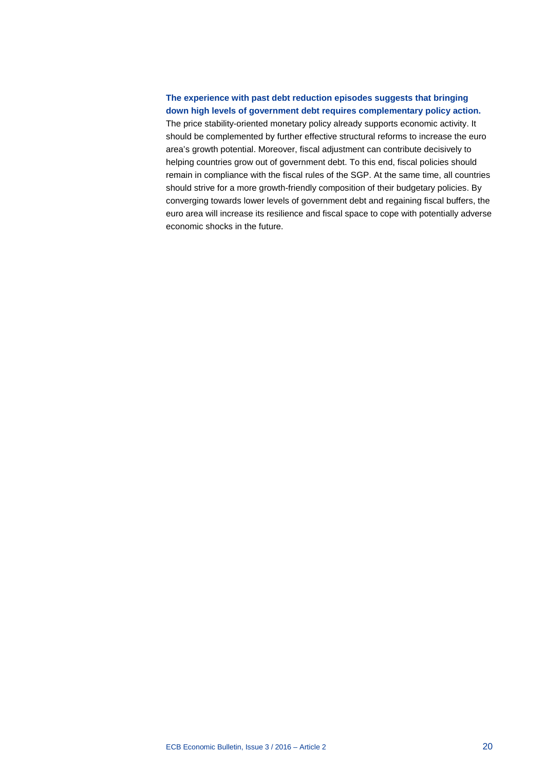**The experience with past debt reduction episodes suggests that bringing down high levels of government debt requires complementary policy action.** The price stability-oriented monetary policy already supports economic activity. It should be complemented by further effective structural reforms to increase the euro area's growth potential. Moreover, fiscal adjustment can contribute decisively to helping countries grow out of government debt. To this end, fiscal policies should remain in compliance with the fiscal rules of the SGP. At the same time, all countries should strive for a more growth-friendly composition of their budgetary policies. By converging towards lower levels of government debt and regaining fiscal buffers, the euro area will increase its resilience and fiscal space to cope with potentially adverse economic shocks in the future.